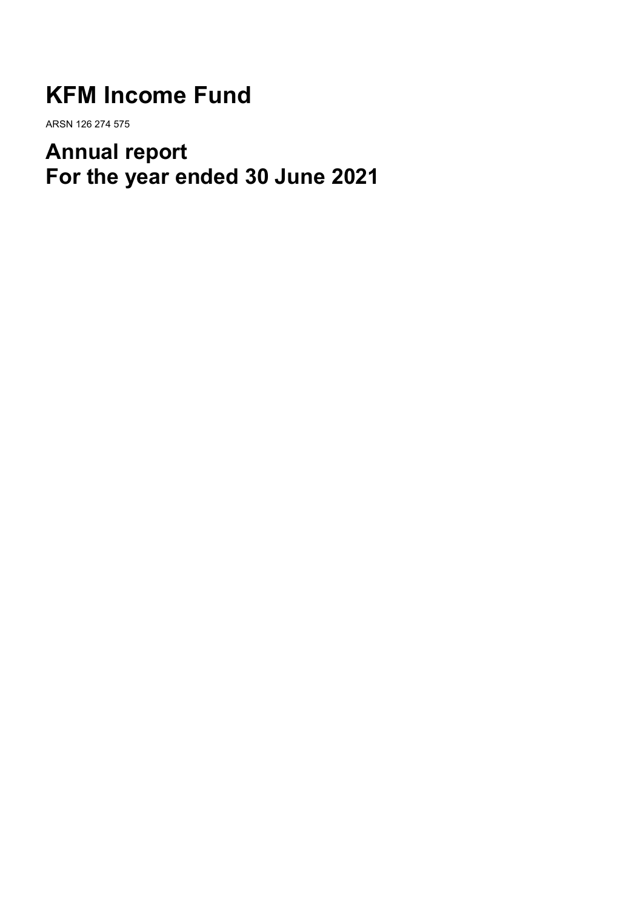# KFM Income Fund

ARSN 126 274 575

# Annual report
# For the year ended 30 June 2021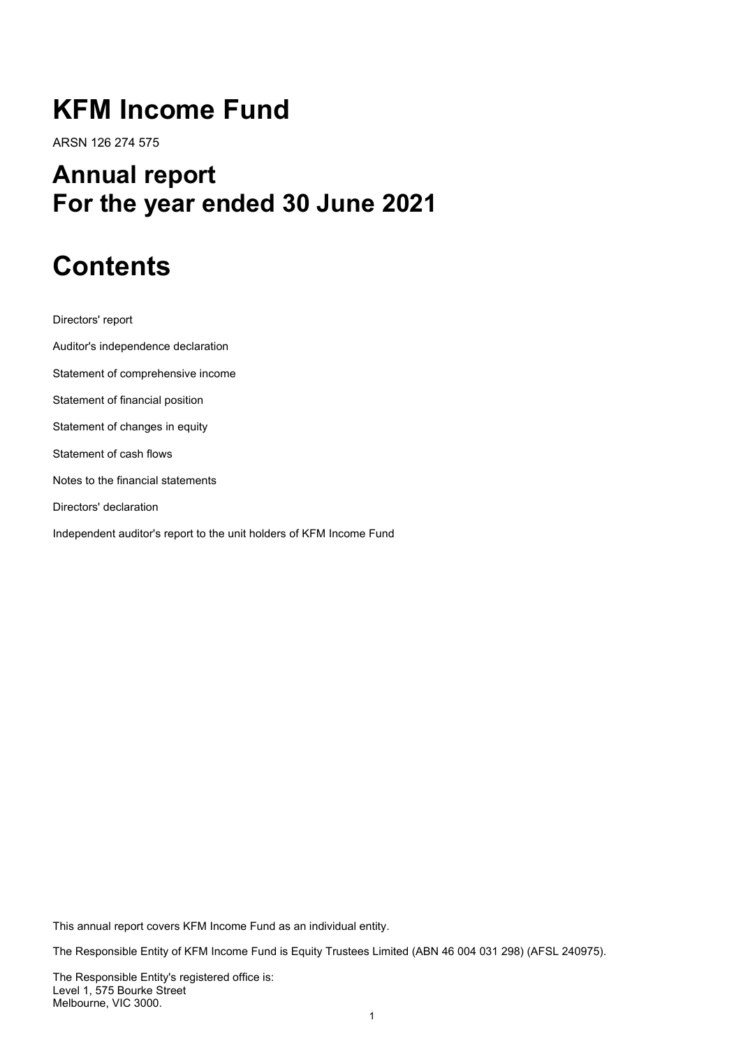# KFM Income Fund

ARSN 126 274 575

# Annual report
# For the year ended 30 June 2021

# Contents

Directors' report

Auditor's independence declaration

Statement of comprehensive income

Statement of financial position

Statement of changes in equity

Statement of cash flows

Notes to the financial statements

Directors' declaration

Independent auditor's report to the unit holders of KFM Income Fund

This annual report covers KFM Income Fund as an individual entity.

The Responsible Entity of KFM Income Fund is Equity Trustees Limited (ABN 46 004 031 298) (AFSL 240975).

The Responsible Entity's registered office is:
Level 1, 575 Bourke Street
Melbourne, VIC 3000.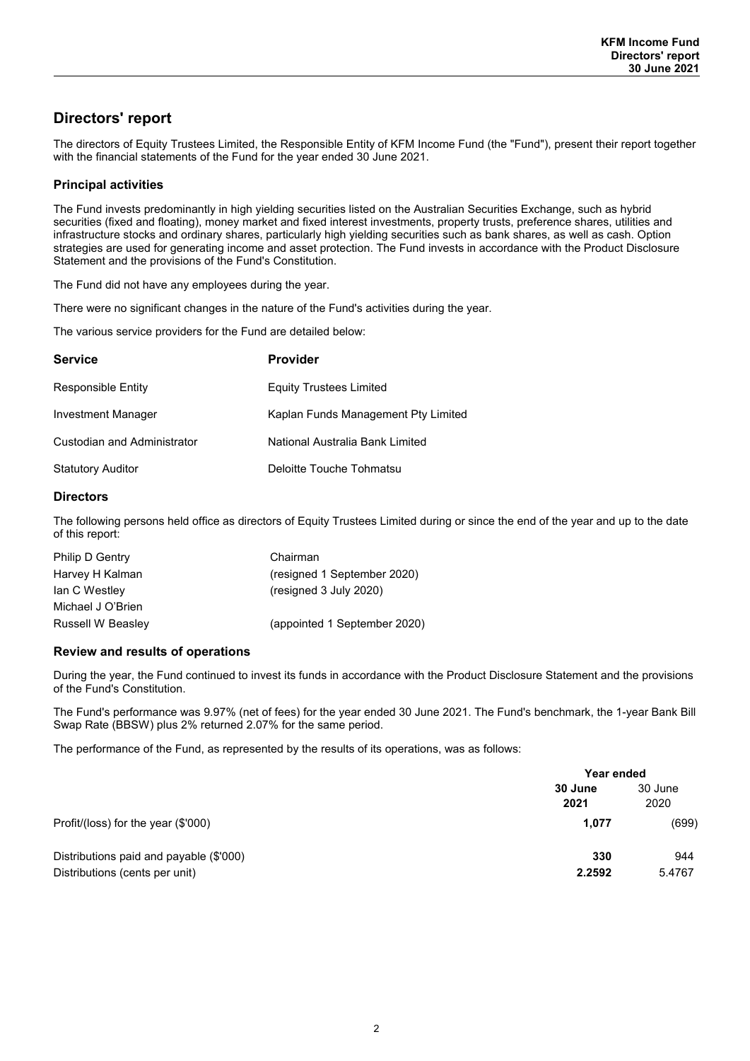# Directors' report

The directors of Equity Trustees Limited, the Responsible Entity of KFM Income Fund (the "Fund"), present their report together with the financial statements of the Fund for the year ended 30 June 2021.

## Principal activities

The Fund invests predominantly in high yielding securities listed on the Australian Securities Exchange, such as hybrid securities (fixed and floating), money market and fixed interest investments, property trusts, preference shares, utilities and infrastructure stocks and ordinary shares, particularly high yielding securities such as bank shares, as well as cash. Option strategies are used for generating income and asset protection. The Fund invests in accordance with the Product Disclosure Statement and the provisions of the Fund's Constitution.

The Fund did not have any employees during the year.

There were no significant changes in the nature of the Fund's activities during the year.

The various service providers for the Fund are detailed below:

| Service | Provider |
|---|---|
| Responsible Entity | Equity Trustees Limited |
| Investment Manager | Kaplan Funds Management Pty Limited |
| Custodian and Administrator | National Australia Bank Limited |
| Statutory Auditor | Deloitte Touche Tohmatsu |

## Directors

The following persons held office as directors of Equity Trustees Limited during or since the end of the year and up to the date of this report:

| | |
|---|---|
| Philip D Gentry | Chairman |
| Harvey H Kalman | (resigned 1 September 2020) |
| Ian C Westley | (resigned 3 July 2020) |
| Michael J O'Brien | |
| Russell W Beasley | (appointed 1 September 2020) |

## Review and results of operations

During the year, the Fund continued to invest its funds in accordance with the Product Disclosure Statement and the provisions of the Fund's Constitution.

The Fund's performance was 9.97% (net of fees) for the year ended 30 June 2021. The Fund's benchmark, the 1-year Bank Bill Swap Rate (BBSW) plus 2% returned 2.07% for the same period.

The performance of the Fund, as represented by the results of its operations, was as follows:

| | Year ended | |
|---|---|---|
| | **30 June 2021** | 30 June 2020 |
| Profit/(loss) for the year ($'000) | **1,077** | (699) |
| Distributions paid and payable ($'000) | **330** | 944 |
| Distributions (cents per unit) | **2.2592** | 5.4767 |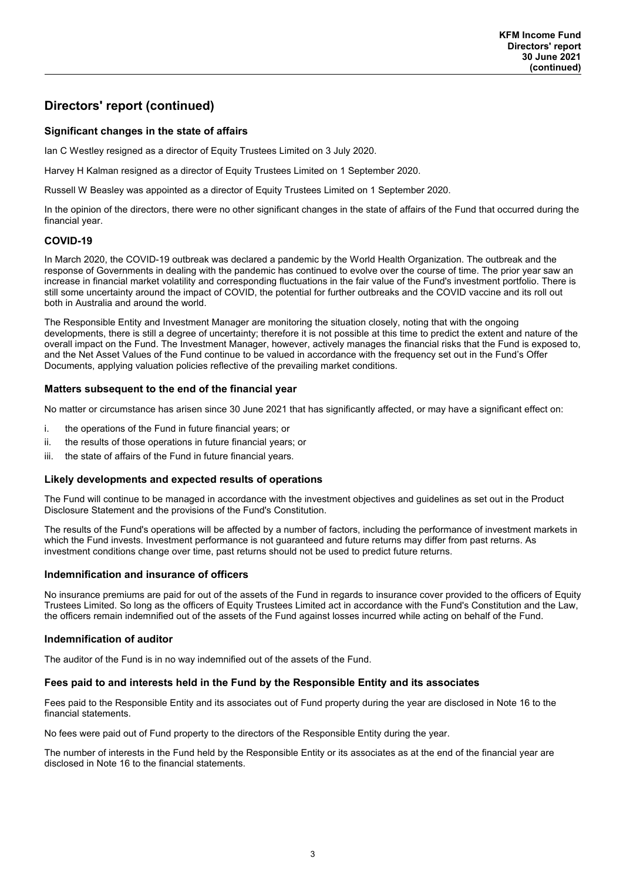## Directors' report (continued)

### Significant changes in the state of affairs

Ian C Westley resigned as a director of Equity Trustees Limited on 3 July 2020.

Harvey H Kalman resigned as a director of Equity Trustees Limited on 1 September 2020.

Russell W Beasley was appointed as a director of Equity Trustees Limited on 1 September 2020.

In the opinion of the directors, there were no other significant changes in the state of affairs of the Fund that occurred during the financial year.

### COVID-19

In March 2020, the COVID-19 outbreak was declared a pandemic by the World Health Organization. The outbreak and the response of Governments in dealing with the pandemic has continued to evolve over the course of time. The prior year saw an increase in financial market volatility and corresponding fluctuations in the fair value of the Fund's investment portfolio. There is still some uncertainty around the impact of COVID, the potential for further outbreaks and the COVID vaccine and its roll out both in Australia and around the world.

The Responsible Entity and Investment Manager are monitoring the situation closely, noting that with the ongoing developments, there is still a degree of uncertainty; therefore it is not possible at this time to predict the extent and nature of the overall impact on the Fund. The Investment Manager, however, actively manages the financial risks that the Fund is exposed to, and the Net Asset Values of the Fund continue to be valued in accordance with the frequency set out in the Fund's Offer Documents, applying valuation policies reflective of the prevailing market conditions.

### Matters subsequent to the end of the financial year

No matter or circumstance has arisen since 30 June 2021 that has significantly affected, or may have a significant effect on:

i. the operations of the Fund in future financial years; or
ii. the results of those operations in future financial years; or
iii. the state of affairs of the Fund in future financial years.

### Likely developments and expected results of operations

The Fund will continue to be managed in accordance with the investment objectives and guidelines as set out in the Product Disclosure Statement and the provisions of the Fund's Constitution.

The results of the Fund's operations will be affected by a number of factors, including the performance of investment markets in which the Fund invests. Investment performance is not guaranteed and future returns may differ from past returns. As investment conditions change over time, past returns should not be used to predict future returns.

### Indemnification and insurance of officers

No insurance premiums are paid for out of the assets of the Fund in regards to insurance cover provided to the officers of Equity Trustees Limited. So long as the officers of Equity Trustees Limited act in accordance with the Fund's Constitution and the Law, the officers remain indemnified out of the assets of the Fund against losses incurred while acting on behalf of the Fund.

### Indemnification of auditor

The auditor of the Fund is in no way indemnified out of the assets of the Fund.

### Fees paid to and interests held in the Fund by the Responsible Entity and its associates

Fees paid to the Responsible Entity and its associates out of Fund property during the year are disclosed in Note 16 to the financial statements.

No fees were paid out of Fund property to the directors of the Responsible Entity during the year.

The number of interests in the Fund held by the Responsible Entity or its associates as at the end of the financial year are disclosed in Note 16 to the financial statements.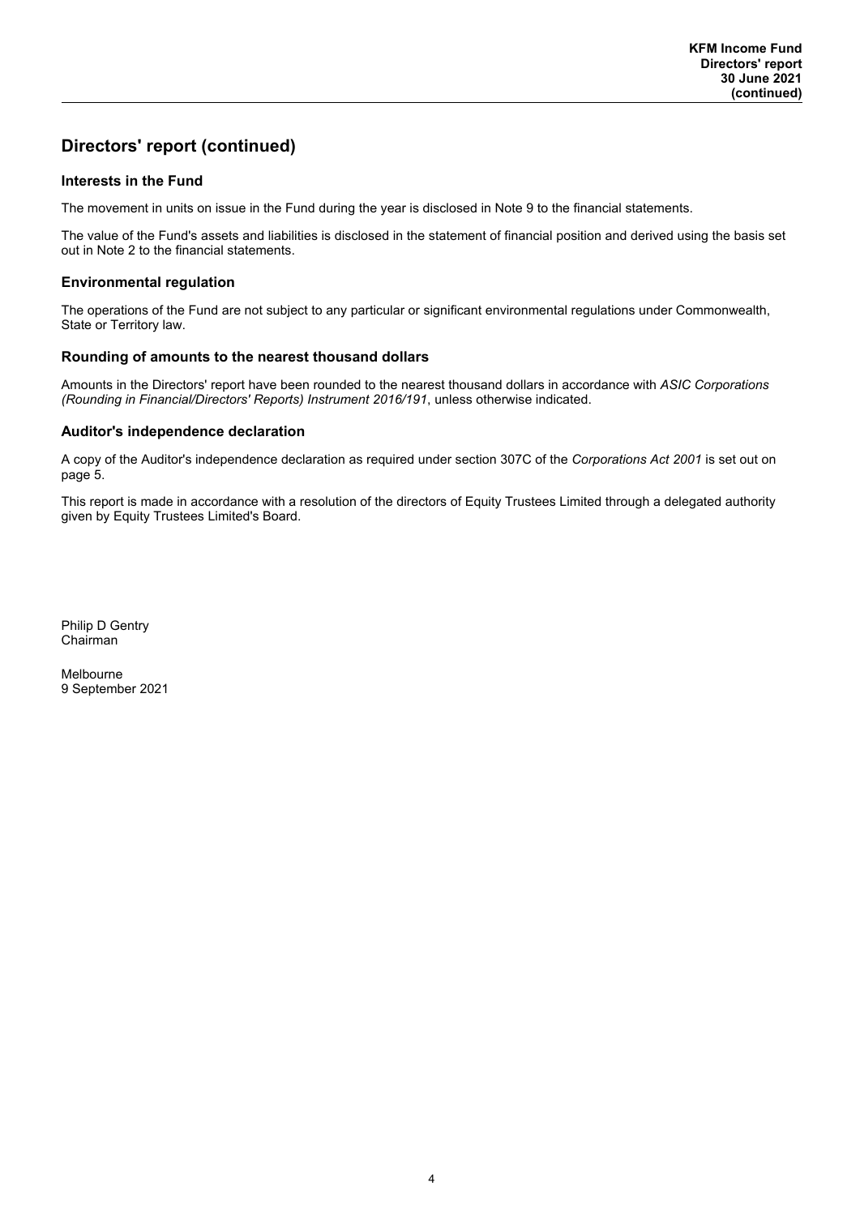## Directors' report (continued)

### Interests in the Fund

The movement in units on issue in the Fund during the year is disclosed in Note 9 to the financial statements.

The value of the Fund's assets and liabilities is disclosed in the statement of financial position and derived using the basis set out in Note 2 to the financial statements.

### Environmental regulation

The operations of the Fund are not subject to any particular or significant environmental regulations under Commonwealth, State or Territory law.

### Rounding of amounts to the nearest thousand dollars

Amounts in the Directors' report have been rounded to the nearest thousand dollars in accordance with *ASIC Corporations (Rounding in Financial/Directors' Reports) Instrument 2016/191*, unless otherwise indicated.

### Auditor's independence declaration

A copy of the Auditor's independence declaration as required under section 307C of the *Corporations Act 2001* is set out on page 5.

This report is made in accordance with a resolution of the directors of Equity Trustees Limited through a delegated authority given by Equity Trustees Limited's Board.

Philip D Gentry
Chairman

Melbourne
9 September 2021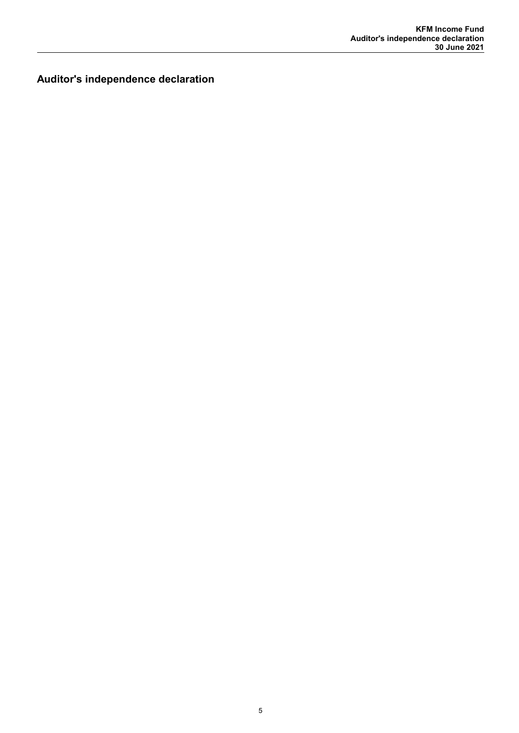# Auditor's independence declaration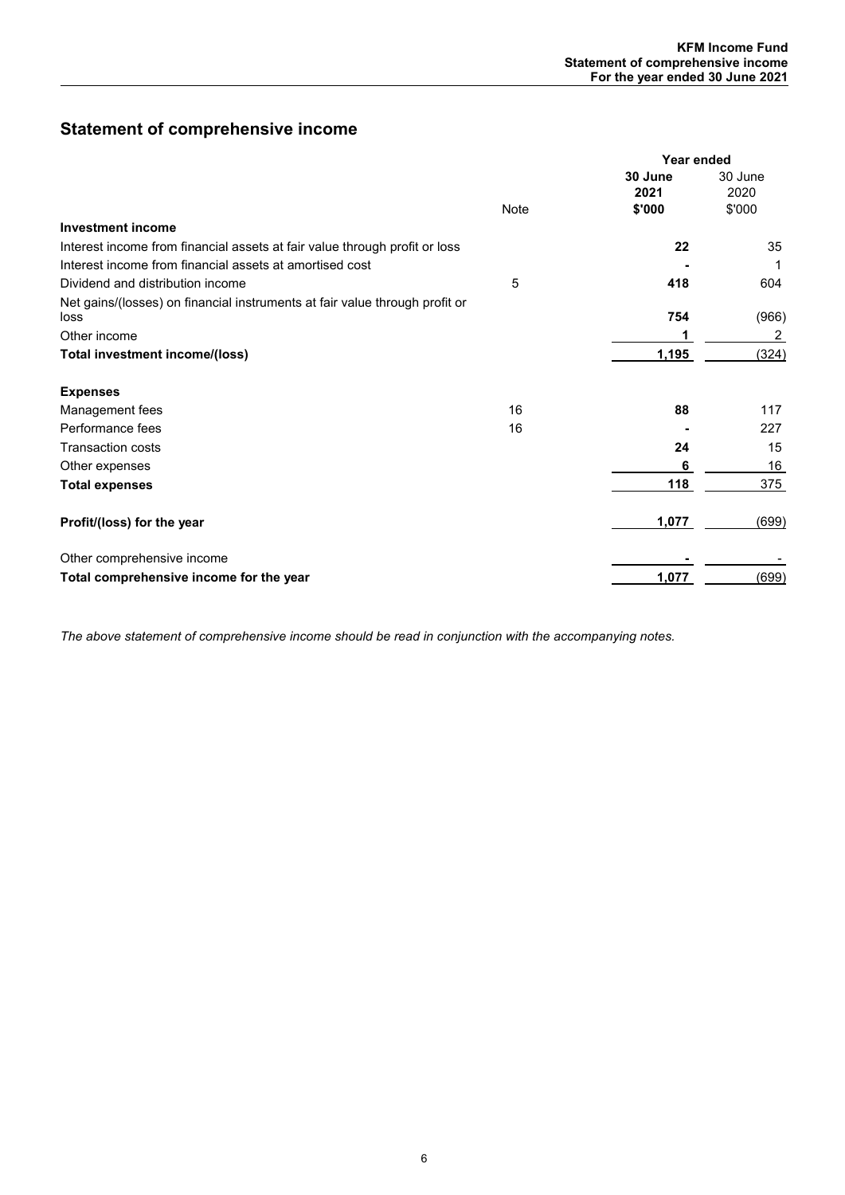# Statement of comprehensive income

| | Note | Year ended 30 June 2021 $'000 | 30 June 2020 $'000 |
|---|---|---|---|
| **Investment income** | | | |
| Interest income from financial assets at fair value through profit or loss | | **22** | 35 |
| Interest income from financial assets at amortised cost | | **-** | 1 |
| Dividend and distribution income | 5 | **418** | 604 |
| Net gains/(losses) on financial instruments at fair value through profit or loss | | **754** | (966) |
| Other income | | **1** | 2 |
| **Total investment income/(loss)** | | **1,195** | (324) |
| **Expenses** | | | |
| Management fees | 16 | **88** | 117 |
| Performance fees | 16 | **-** | 227 |
| Transaction costs | | **24** | 15 |
| Other expenses | | **6** | 16 |
| **Total expenses** | | **118** | 375 |
| **Profit/(loss) for the year** | | **1,077** | (699) |
| Other comprehensive income | | **-** | - |
| **Total comprehensive income for the year** | | **1,077** | (699) |

*The above statement of comprehensive income should be read in conjunction with the accompanying notes.*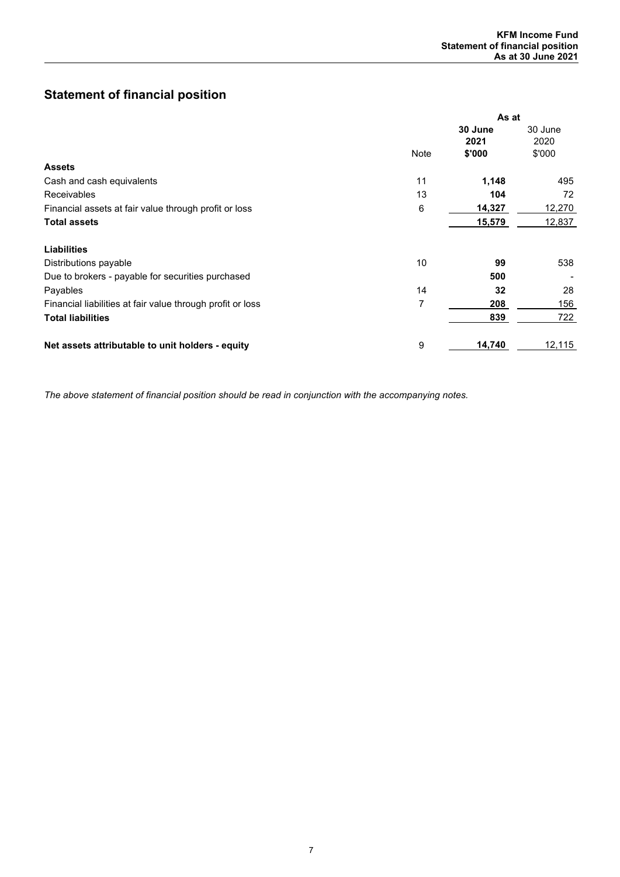# Statement of financial position

| | Note | As at 30 June 2021 $'000 | 30 June 2020 $'000 |
|---|---|---|---|
| **Assets** | | | |
| Cash and cash equivalents | 11 | **1,148** | 495 |
| Receivables | 13 | **104** | 72 |
| Financial assets at fair value through profit or loss | 6 | **14,327** | 12,270 |
| **Total assets** | | **15,579** | 12,837 |
| | | | |
| **Liabilities** | | | |
| Distributions payable | 10 | **99** | 538 |
| Due to brokers - payable for securities purchased | | **500** | - |
| Payables | 14 | **32** | 28 |
| Financial liabilities at fair value through profit or loss | 7 | **208** | 156 |
| **Total liabilities** | | **839** | 722 |
| | | | |
| **Net assets attributable to unit holders - equity** | 9 | **14,740** | 12,115 |

*The above statement of financial position should be read in conjunction with the accompanying notes.*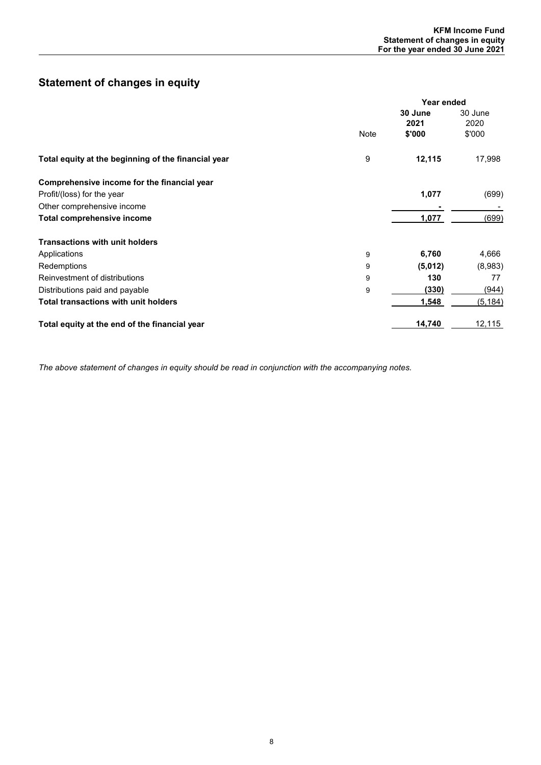## Statement of changes in equity

| | Note | Year ended 30 June 2021 $'000 | 30 June 2020 $'000 |
|---|---|---|---|
| **Total equity at the beginning of the financial year** | 9 | **12,115** | 17,998 |
| **Comprehensive income for the financial year** | | | |
| Profit/(loss) for the year | | **1,077** | (699) |
| Other comprehensive income | | **-** | - |
| **Total comprehensive income** | | **1,077** | (699) |
| **Transactions with unit holders** | | | |
| Applications | 9 | **6,760** | 4,666 |
| Redemptions | 9 | **(5,012)** | (8,983) |
| Reinvestment of distributions | 9 | **130** | 77 |
| Distributions paid and payable | 9 | **(330)** | (944) |
| **Total transactions with unit holders** | | **1,548** | (5,184) |
| **Total equity at the end of the financial year** | | **14,740** | 12,115 |

*The above statement of changes in equity should be read in conjunction with the accompanying notes.*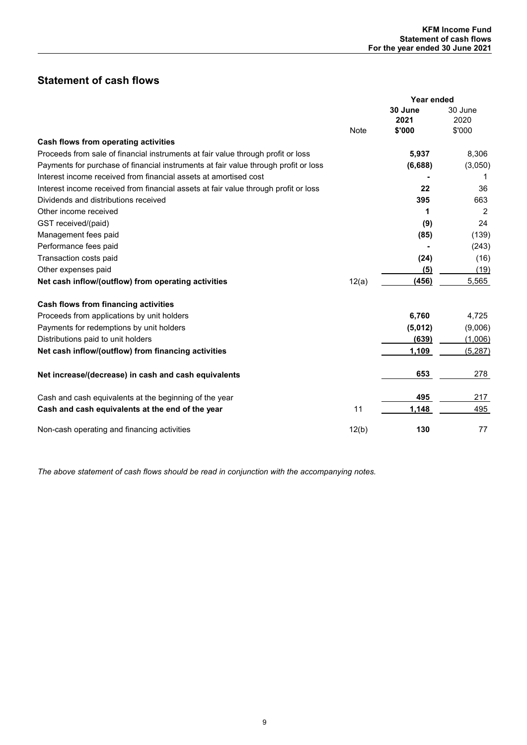## Statement of cash flows

| | Note | Year ended 30 June 2021 $'000 | 30 June 2020 $'000 |
|---|---|---|---|
| **Cash flows from operating activities** | | | |
| Proceeds from sale of financial instruments at fair value through profit or loss | | **5,937** | 8,306 |
| Payments for purchase of financial instruments at fair value through profit or loss | | **(6,688)** | (3,050) |
| Interest income received from financial assets at amortised cost | | **-** | 1 |
| Interest income received from financial assets at fair value through profit or loss | | **22** | 36 |
| Dividends and distributions received | | **395** | 663 |
| Other income received | | **1** | 2 |
| GST received/(paid) | | **(9)** | 24 |
| Management fees paid | | **(85)** | (139) |
| Performance fees paid | | **-** | (243) |
| Transaction costs paid | | **(24)** | (16) |
| Other expenses paid | | **(5)** | (19) |
| **Net cash inflow/(outflow) from operating activities** | 12(a) | **(456)** | 5,565 |
| | | | |
| **Cash flows from financing activities** | | | |
| Proceeds from applications by unit holders | | **6,760** | 4,725 |
| Payments for redemptions by unit holders | | **(5,012)** | (9,006) |
| Distributions paid to unit holders | | **(639)** | (1,006) |
| **Net cash inflow/(outflow) from financing activities** | | **1,109** | (5,287) |
| | | | |
| **Net increase/(decrease) in cash and cash equivalents** | | **653** | 278 |
| | | | |
| Cash and cash equivalents at the beginning of the year | | **495** | 217 |
| **Cash and cash equivalents at the end of the year** | 11 | **1,148** | 495 |
| | | | |
| Non-cash operating and financing activities | 12(b) | **130** | 77 |

*The above statement of cash flows should be read in conjunction with the accompanying notes.*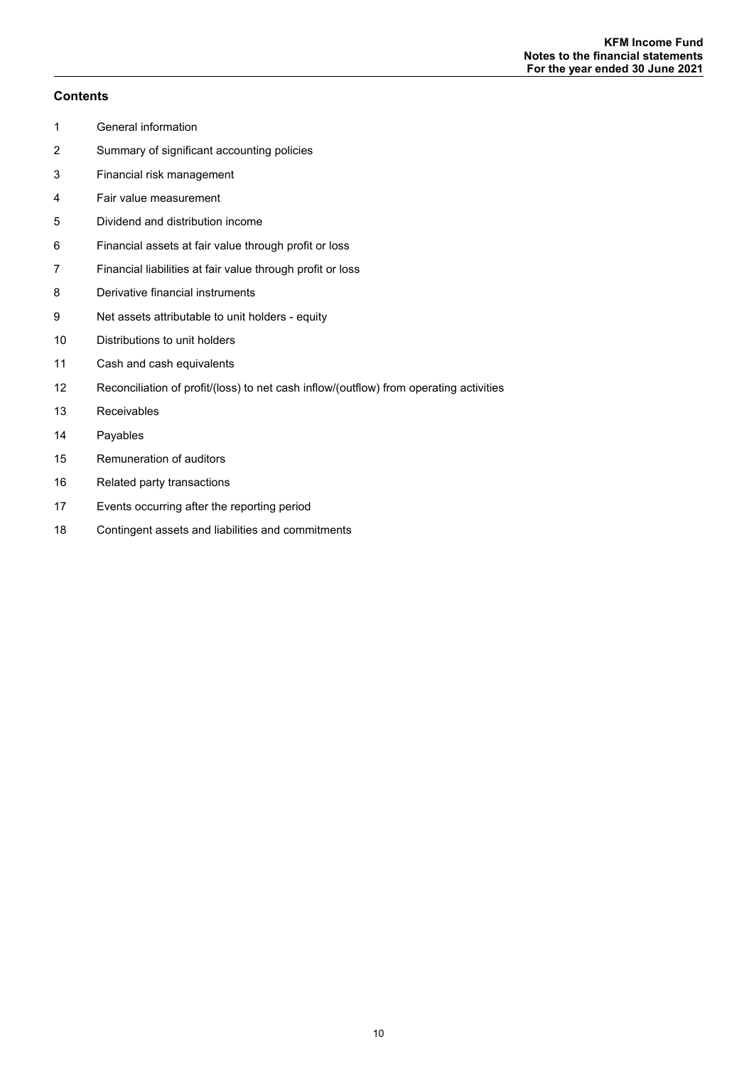## Contents

1. General information
2. Summary of significant accounting policies
3. Financial risk management
4. Fair value measurement
5. Dividend and distribution income
6. Financial assets at fair value through profit or loss
7. Financial liabilities at fair value through profit or loss
8. Derivative financial instruments
9. Net assets attributable to unit holders - equity
10. Distributions to unit holders
11. Cash and cash equivalents
12. Reconciliation of profit/(loss) to net cash inflow/(outflow) from operating activities
13. Receivables
14. Payables
15. Remuneration of auditors
16. Related party transactions
17. Events occurring after the reporting period
18. Contingent assets and liabilities and commitments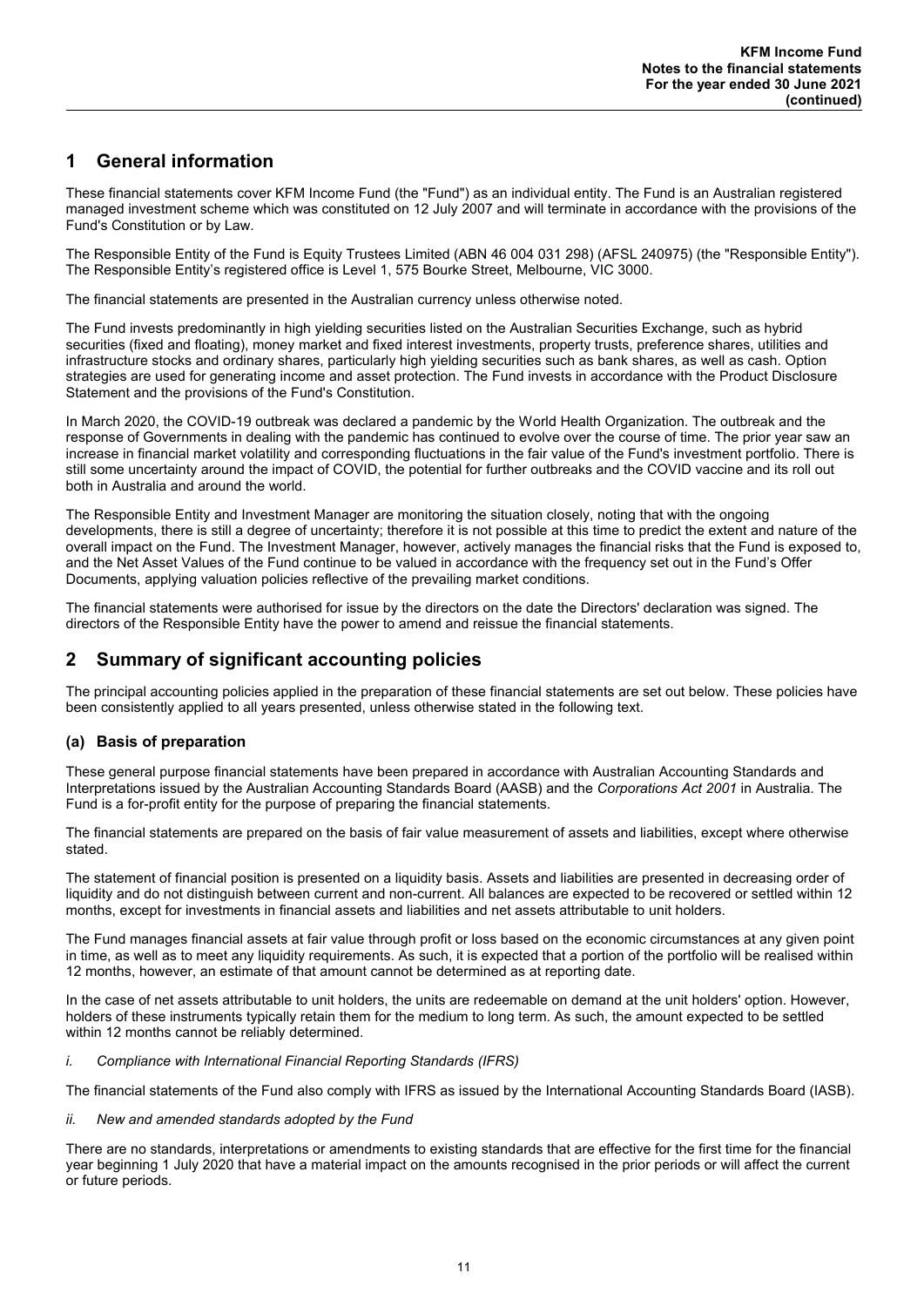## 1 General information

These financial statements cover KFM Income Fund (the "Fund") as an individual entity. The Fund is an Australian registered managed investment scheme which was constituted on 12 July 2007 and will terminate in accordance with the provisions of the Fund's Constitution or by Law.

The Responsible Entity of the Fund is Equity Trustees Limited (ABN 46 004 031 298) (AFSL 240975) (the "Responsible Entity"). The Responsible Entity's registered office is Level 1, 575 Bourke Street, Melbourne, VIC 3000.

The financial statements are presented in the Australian currency unless otherwise noted.

The Fund invests predominantly in high yielding securities listed on the Australian Securities Exchange, such as hybrid securities (fixed and floating), money market and fixed interest investments, property trusts, preference shares, utilities and infrastructure stocks and ordinary shares, particularly high yielding securities such as bank shares, as well as cash. Option strategies are used for generating income and asset protection. The Fund invests in accordance with the Product Disclosure Statement and the provisions of the Fund's Constitution.

In March 2020, the COVID-19 outbreak was declared a pandemic by the World Health Organization. The outbreak and the response of Governments in dealing with the pandemic has continued to evolve over the course of time. The prior year saw an increase in financial market volatility and corresponding fluctuations in the fair value of the Fund's investment portfolio. There is still some uncertainty around the impact of COVID, the potential for further outbreaks and the COVID vaccine and its roll out both in Australia and around the world.

The Responsible Entity and Investment Manager are monitoring the situation closely, noting that with the ongoing developments, there is still a degree of uncertainty; therefore it is not possible at this time to predict the extent and nature of the overall impact on the Fund. The Investment Manager, however, actively manages the financial risks that the Fund is exposed to, and the Net Asset Values of the Fund continue to be valued in accordance with the frequency set out in the Fund's Offer Documents, applying valuation policies reflective of the prevailing market conditions.

The financial statements were authorised for issue by the directors on the date the Directors' declaration was signed. The directors of the Responsible Entity have the power to amend and reissue the financial statements.

## 2 Summary of significant accounting policies

The principal accounting policies applied in the preparation of these financial statements are set out below. These policies have been consistently applied to all years presented, unless otherwise stated in the following text.

### (a) Basis of preparation

These general purpose financial statements have been prepared in accordance with Australian Accounting Standards and Interpretations issued by the Australian Accounting Standards Board (AASB) and the *Corporations Act 2001* in Australia. The Fund is a for-profit entity for the purpose of preparing the financial statements.

The financial statements are prepared on the basis of fair value measurement of assets and liabilities, except where otherwise stated.

The statement of financial position is presented on a liquidity basis. Assets and liabilities are presented in decreasing order of liquidity and do not distinguish between current and non-current. All balances are expected to be recovered or settled within 12 months, except for investments in financial assets and liabilities and net assets attributable to unit holders.

The Fund manages financial assets at fair value through profit or loss based on the economic circumstances at any given point in time, as well as to meet any liquidity requirements. As such, it is expected that a portion of the portfolio will be realised within 12 months, however, an estimate of that amount cannot be determined as at reporting date.

In the case of net assets attributable to unit holders, the units are redeemable on demand at the unit holders' option. However, holders of these instruments typically retain them for the medium to long term. As such, the amount expected to be settled within 12 months cannot be reliably determined.

*i. Compliance with International Financial Reporting Standards (IFRS)*

The financial statements of the Fund also comply with IFRS as issued by the International Accounting Standards Board (IASB).

*ii. New and amended standards adopted by the Fund*

There are no standards, interpretations or amendments to existing standards that are effective for the first time for the financial year beginning 1 July 2020 that have a material impact on the amounts recognised in the prior periods or will affect the current or future periods.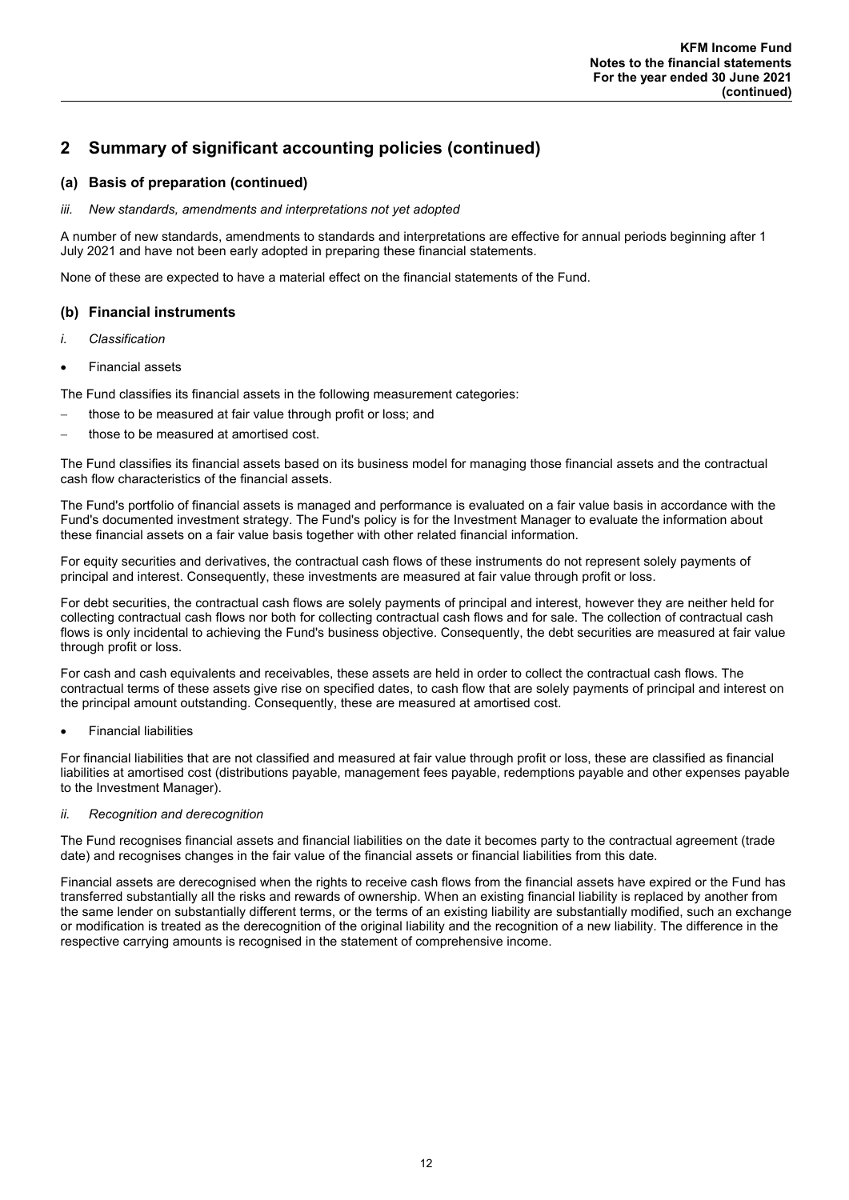## 2 Summary of significant accounting policies (continued)

### (a) Basis of preparation (continued)

*iii. New standards, amendments and interpretations not yet adopted*

A number of new standards, amendments to standards and interpretations are effective for annual periods beginning after 1 July 2021 and have not been early adopted in preparing these financial statements.

None of these are expected to have a material effect on the financial statements of the Fund.

### (b) Financial instruments

*i. Classification*

- Financial assets

The Fund classifies its financial assets in the following measurement categories:

- those to be measured at fair value through profit or loss; and
- those to be measured at amortised cost.

The Fund classifies its financial assets based on its business model for managing those financial assets and the contractual cash flow characteristics of the financial assets.

The Fund's portfolio of financial assets is managed and performance is evaluated on a fair value basis in accordance with the Fund's documented investment strategy. The Fund's policy is for the Investment Manager to evaluate the information about these financial assets on a fair value basis together with other related financial information.

For equity securities and derivatives, the contractual cash flows of these instruments do not represent solely payments of principal and interest. Consequently, these investments are measured at fair value through profit or loss.

For debt securities, the contractual cash flows are solely payments of principal and interest, however they are neither held for collecting contractual cash flows nor both for collecting contractual cash flows and for sale. The collection of contractual cash flows is only incidental to achieving the Fund's business objective. Consequently, the debt securities are measured at fair value through profit or loss.

For cash and cash equivalents and receivables, these assets are held in order to collect the contractual cash flows. The contractual terms of these assets give rise on specified dates, to cash flow that are solely payments of principal and interest on the principal amount outstanding. Consequently, these are measured at amortised cost.

- Financial liabilities

For financial liabilities that are not classified and measured at fair value through profit or loss, these are classified as financial liabilities at amortised cost (distributions payable, management fees payable, redemptions payable and other expenses payable to the Investment Manager).

*ii. Recognition and derecognition*

The Fund recognises financial assets and financial liabilities on the date it becomes party to the contractual agreement (trade date) and recognises changes in the fair value of the financial assets or financial liabilities from this date.

Financial assets are derecognised when the rights to receive cash flows from the financial assets have expired or the Fund has transferred substantially all the risks and rewards of ownership. When an existing financial liability is replaced by another from the same lender on substantially different terms, or the terms of an existing liability are substantially modified, such an exchange or modification is treated as the derecognition of the original liability and the recognition of a new liability. The difference in the respective carrying amounts is recognised in the statement of comprehensive income.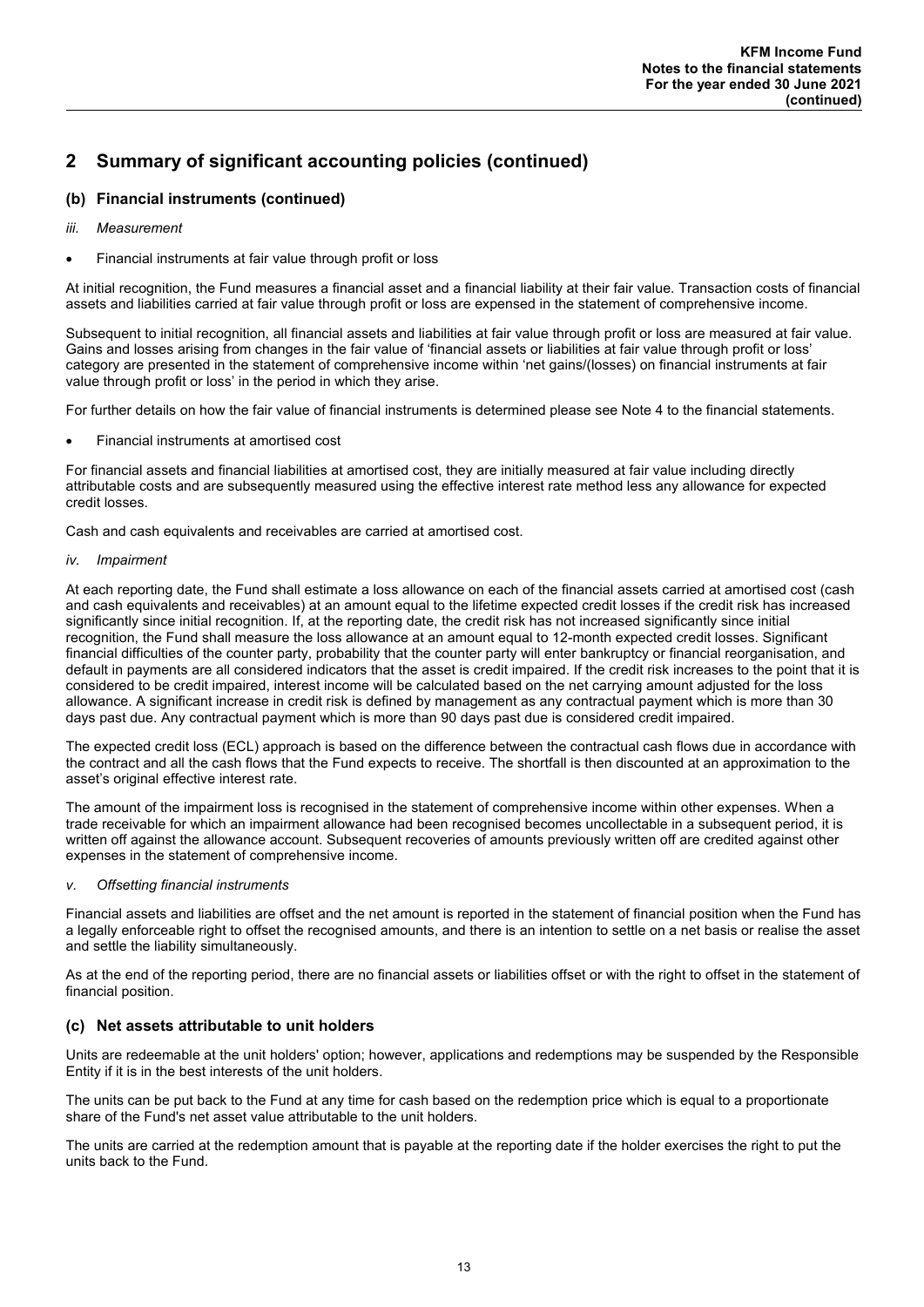## 2 Summary of significant accounting policies (continued)

### (b) Financial instruments (continued)

*iii. Measurement*

- Financial instruments at fair value through profit or loss

At initial recognition, the Fund measures a financial asset and a financial liability at their fair value. Transaction costs of financial assets and liabilities carried at fair value through profit or loss are expensed in the statement of comprehensive income.

Subsequent to initial recognition, all financial assets and liabilities at fair value through profit or loss are measured at fair value. Gains and losses arising from changes in the fair value of 'financial assets or liabilities at fair value through profit or loss' category are presented in the statement of comprehensive income within 'net gains/(losses) on financial instruments at fair value through profit or loss' in the period in which they arise.

For further details on how the fair value of financial instruments is determined please see Note 4 to the financial statements.

- Financial instruments at amortised cost

For financial assets and financial liabilities at amortised cost, they are initially measured at fair value including directly attributable costs and are subsequently measured using the effective interest rate method less any allowance for expected credit losses.

Cash and cash equivalents and receivables are carried at amortised cost.

*iv. Impairment*

At each reporting date, the Fund shall estimate a loss allowance on each of the financial assets carried at amortised cost (cash and cash equivalents and receivables) at an amount equal to the lifetime expected credit losses if the credit risk has increased significantly since initial recognition. If, at the reporting date, the credit risk has not increased significantly since initial recognition, the Fund shall measure the loss allowance at an amount equal to 12-month expected credit losses. Significant financial difficulties of the counter party, probability that the counter party will enter bankruptcy or financial reorganisation, and default in payments are all considered indicators that the asset is credit impaired. If the credit risk increases to the point that it is considered to be credit impaired, interest income will be calculated based on the net carrying amount adjusted for the loss allowance. A significant increase in credit risk is defined by management as any contractual payment which is more than 30 days past due. Any contractual payment which is more than 90 days past due is considered credit impaired.

The expected credit loss (ECL) approach is based on the difference between the contractual cash flows due in accordance with the contract and all the cash flows that the Fund expects to receive. The shortfall is then discounted at an approximation to the asset's original effective interest rate.

The amount of the impairment loss is recognised in the statement of comprehensive income within other expenses. When a trade receivable for which an impairment allowance had been recognised becomes uncollectable in a subsequent period, it is written off against the allowance account. Subsequent recoveries of amounts previously written off are credited against other expenses in the statement of comprehensive income.

*v. Offsetting financial instruments*

Financial assets and liabilities are offset and the net amount is reported in the statement of financial position when the Fund has a legally enforceable right to offset the recognised amounts, and there is an intention to settle on a net basis or realise the asset and settle the liability simultaneously.

As at the end of the reporting period, there are no financial assets or liabilities offset or with the right to offset in the statement of financial position.

### (c) Net assets attributable to unit holders

Units are redeemable at the unit holders' option; however, applications and redemptions may be suspended by the Responsible Entity if it is in the best interests of the unit holders.

The units can be put back to the Fund at any time for cash based on the redemption price which is equal to a proportionate share of the Fund's net asset value attributable to the unit holders.

The units are carried at the redemption amount that is payable at the reporting date if the holder exercises the right to put the units back to the Fund.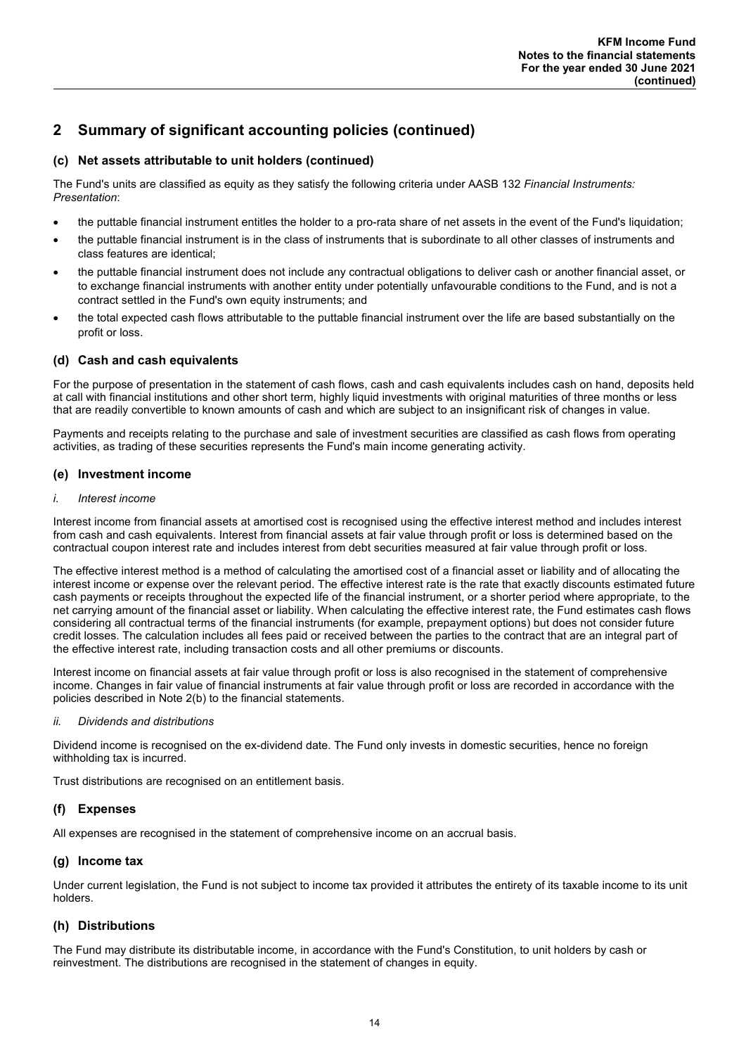## 2 Summary of significant accounting policies (continued)

### (c) Net assets attributable to unit holders (continued)

The Fund's units are classified as equity as they satisfy the following criteria under AASB 132 *Financial Instruments: Presentation*:

- the puttable financial instrument entitles the holder to a pro-rata share of net assets in the event of the Fund's liquidation;
- the puttable financial instrument is in the class of instruments that is subordinate to all other classes of instruments and class features are identical;
- the puttable financial instrument does not include any contractual obligations to deliver cash or another financial asset, or to exchange financial instruments with another entity under potentially unfavourable conditions to the Fund, and is not a contract settled in the Fund's own equity instruments; and
- the total expected cash flows attributable to the puttable financial instrument over the life are based substantially on the profit or loss.

### (d) Cash and cash equivalents

For the purpose of presentation in the statement of cash flows, cash and cash equivalents includes cash on hand, deposits held at call with financial institutions and other short term, highly liquid investments with original maturities of three months or less that are readily convertible to known amounts of cash and which are subject to an insignificant risk of changes in value.

Payments and receipts relating to the purchase and sale of investment securities are classified as cash flows from operating activities, as trading of these securities represents the Fund's main income generating activity.

### (e) Investment income

*i. Interest income*

Interest income from financial assets at amortised cost is recognised using the effective interest method and includes interest from cash and cash equivalents. Interest from financial assets at fair value through profit or loss is determined based on the contractual coupon interest rate and includes interest from debt securities measured at fair value through profit or loss.

The effective interest method is a method of calculating the amortised cost of a financial asset or liability and of allocating the interest income or expense over the relevant period. The effective interest rate is the rate that exactly discounts estimated future cash payments or receipts throughout the expected life of the financial instrument, or a shorter period where appropriate, to the net carrying amount of the financial asset or liability. When calculating the effective interest rate, the Fund estimates cash flows considering all contractual terms of the financial instruments (for example, prepayment options) but does not consider future credit losses. The calculation includes all fees paid or received between the parties to the contract that are an integral part of the effective interest rate, including transaction costs and all other premiums or discounts.

Interest income on financial assets at fair value through profit or loss is also recognised in the statement of comprehensive income. Changes in fair value of financial instruments at fair value through profit or loss are recorded in accordance with the policies described in Note 2(b) to the financial statements.

*ii. Dividends and distributions*

Dividend income is recognised on the ex-dividend date. The Fund only invests in domestic securities, hence no foreign withholding tax is incurred.

Trust distributions are recognised on an entitlement basis.

### (f) Expenses

All expenses are recognised in the statement of comprehensive income on an accrual basis.

### (g) Income tax

Under current legislation, the Fund is not subject to income tax provided it attributes the entirety of its taxable income to its unit holders.

### (h) Distributions

The Fund may distribute its distributable income, in accordance with the Fund's Constitution, to unit holders by cash or reinvestment. The distributions are recognised in the statement of changes in equity.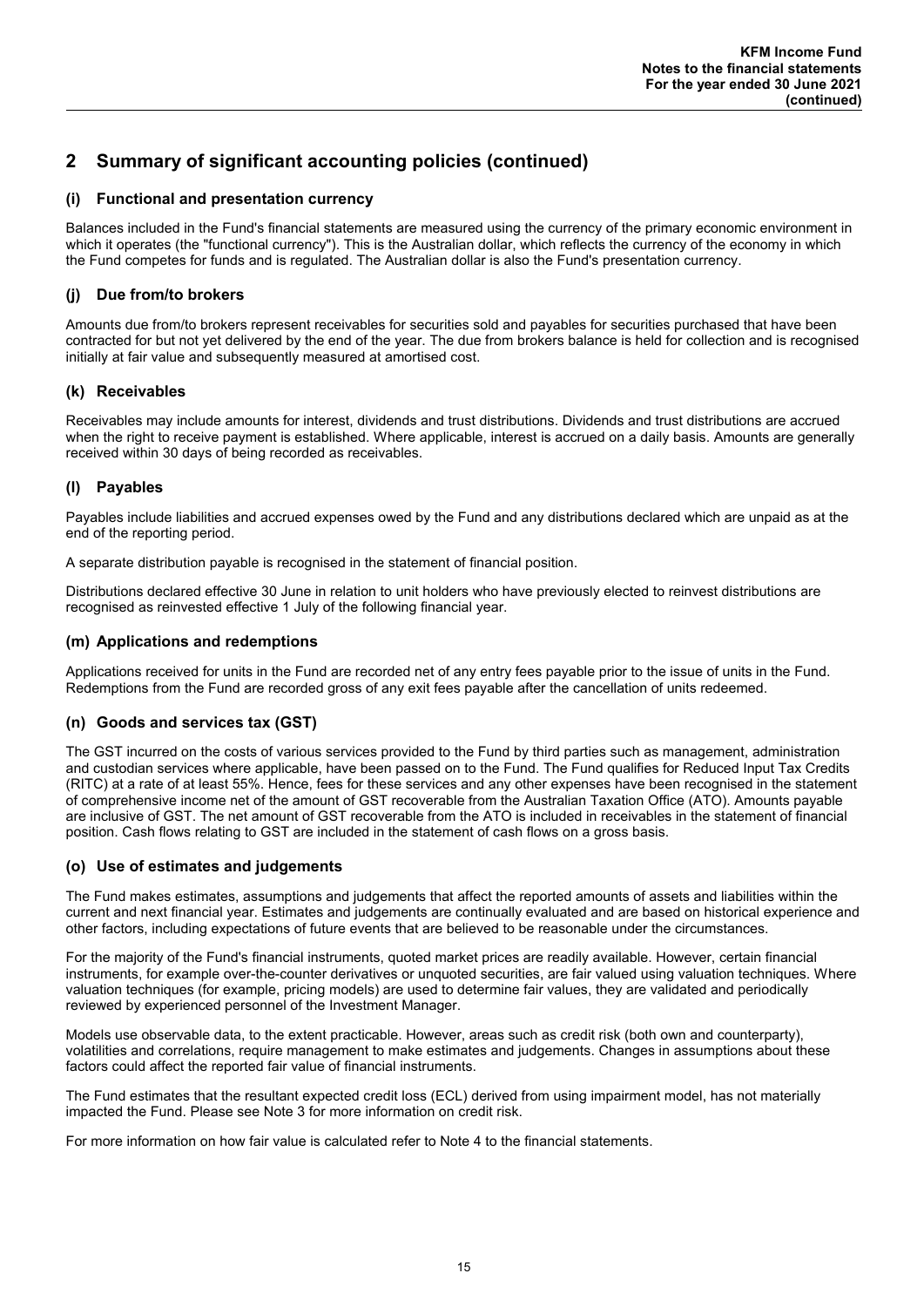## 2 Summary of significant accounting policies (continued)

### (i) Functional and presentation currency

Balances included in the Fund's financial statements are measured using the currency of the primary economic environment in which it operates (the "functional currency"). This is the Australian dollar, which reflects the currency of the economy in which the Fund competes for funds and is regulated. The Australian dollar is also the Fund's presentation currency.

### (j) Due from/to brokers

Amounts due from/to brokers represent receivables for securities sold and payables for securities purchased that have been contracted for but not yet delivered by the end of the year. The due from brokers balance is held for collection and is recognised initially at fair value and subsequently measured at amortised cost.

### (k) Receivables

Receivables may include amounts for interest, dividends and trust distributions. Dividends and trust distributions are accrued when the right to receive payment is established. Where applicable, interest is accrued on a daily basis. Amounts are generally received within 30 days of being recorded as receivables.

### (l) Payables

Payables include liabilities and accrued expenses owed by the Fund and any distributions declared which are unpaid as at the end of the reporting period.

A separate distribution payable is recognised in the statement of financial position.

Distributions declared effective 30 June in relation to unit holders who have previously elected to reinvest distributions are recognised as reinvested effective 1 July of the following financial year.

### (m) Applications and redemptions

Applications received for units in the Fund are recorded net of any entry fees payable prior to the issue of units in the Fund. Redemptions from the Fund are recorded gross of any exit fees payable after the cancellation of units redeemed.

### (n) Goods and services tax (GST)

The GST incurred on the costs of various services provided to the Fund by third parties such as management, administration and custodian services where applicable, have been passed on to the Fund. The Fund qualifies for Reduced Input Tax Credits (RITC) at a rate of at least 55%. Hence, fees for these services and any other expenses have been recognised in the statement of comprehensive income net of the amount of GST recoverable from the Australian Taxation Office (ATO). Amounts payable are inclusive of GST. The net amount of GST recoverable from the ATO is included in receivables in the statement of financial position. Cash flows relating to GST are included in the statement of cash flows on a gross basis.

### (o) Use of estimates and judgements

The Fund makes estimates, assumptions and judgements that affect the reported amounts of assets and liabilities within the current and next financial year. Estimates and judgements are continually evaluated and are based on historical experience and other factors, including expectations of future events that are believed to be reasonable under the circumstances.

For the majority of the Fund's financial instruments, quoted market prices are readily available. However, certain financial instruments, for example over-the-counter derivatives or unquoted securities, are fair valued using valuation techniques. Where valuation techniques (for example, pricing models) are used to determine fair values, they are validated and periodically reviewed by experienced personnel of the Investment Manager.

Models use observable data, to the extent practicable. However, areas such as credit risk (both own and counterparty), volatilities and correlations, require management to make estimates and judgements. Changes in assumptions about these factors could affect the reported fair value of financial instruments.

The Fund estimates that the resultant expected credit loss (ECL) derived from using impairment model, has not materially impacted the Fund. Please see Note 3 for more information on credit risk.

For more information on how fair value is calculated refer to Note 4 to the financial statements.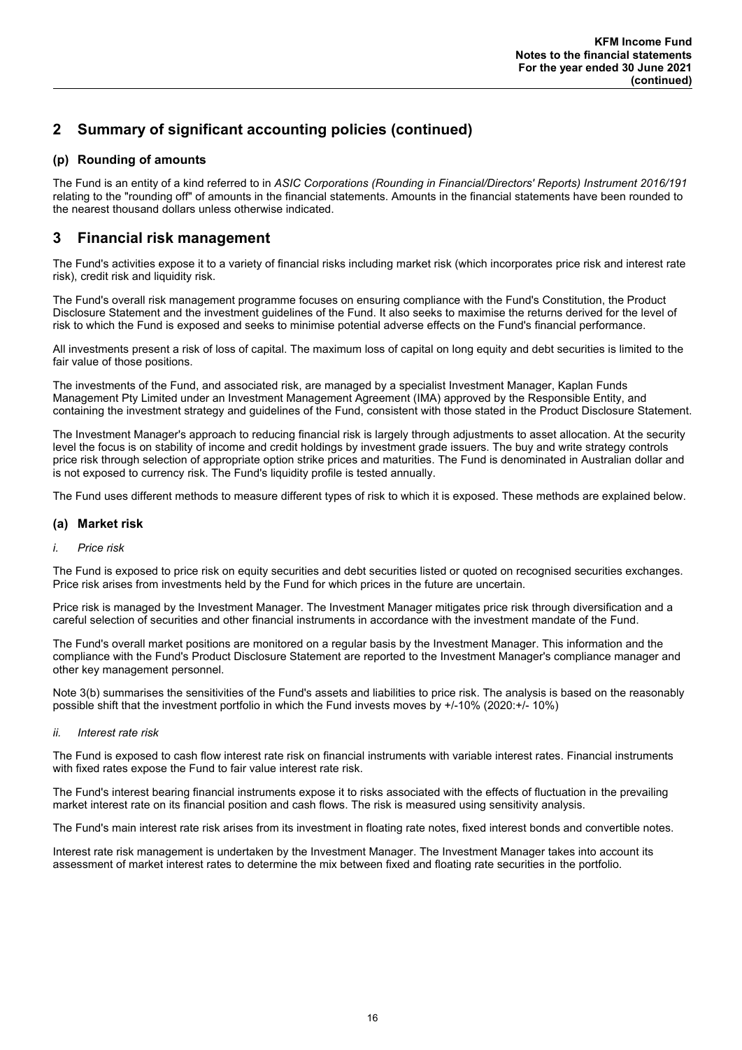## 2 Summary of significant accounting policies (continued)

### (p) Rounding of amounts

The Fund is an entity of a kind referred to in *ASIC Corporations (Rounding in Financial/Directors' Reports) Instrument 2016/191* relating to the "rounding off" of amounts in the financial statements. Amounts in the financial statements have been rounded to the nearest thousand dollars unless otherwise indicated.

## 3 Financial risk management

The Fund's activities expose it to a variety of financial risks including market risk (which incorporates price risk and interest rate risk), credit risk and liquidity risk.

The Fund's overall risk management programme focuses on ensuring compliance with the Fund's Constitution, the Product Disclosure Statement and the investment guidelines of the Fund. It also seeks to maximise the returns derived for the level of risk to which the Fund is exposed and seeks to minimise potential adverse effects on the Fund's financial performance.

All investments present a risk of loss of capital. The maximum loss of capital on long equity and debt securities is limited to the fair value of those positions.

The investments of the Fund, and associated risk, are managed by a specialist Investment Manager, Kaplan Funds Management Pty Limited under an Investment Management Agreement (IMA) approved by the Responsible Entity, and containing the investment strategy and guidelines of the Fund, consistent with those stated in the Product Disclosure Statement.

The Investment Manager's approach to reducing financial risk is largely through adjustments to asset allocation. At the security level the focus is on stability of income and credit holdings by investment grade issuers. The buy and write strategy controls price risk through selection of appropriate option strike prices and maturities. The Fund is denominated in Australian dollar and is not exposed to currency risk. The Fund's liquidity profile is tested annually.

The Fund uses different methods to measure different types of risk to which it is exposed. These methods are explained below.

### (a) Market risk

*i. Price risk*

The Fund is exposed to price risk on equity securities and debt securities listed or quoted on recognised securities exchanges. Price risk arises from investments held by the Fund for which prices in the future are uncertain.

Price risk is managed by the Investment Manager. The Investment Manager mitigates price risk through diversification and a careful selection of securities and other financial instruments in accordance with the investment mandate of the Fund.

The Fund's overall market positions are monitored on a regular basis by the Investment Manager. This information and the compliance with the Fund's Product Disclosure Statement are reported to the Investment Manager's compliance manager and other key management personnel.

Note 3(b) summarises the sensitivities of the Fund's assets and liabilities to price risk. The analysis is based on the reasonably possible shift that the investment portfolio in which the Fund invests moves by +/-10% (2020:+/- 10%)

*ii. Interest rate risk*

The Fund is exposed to cash flow interest rate risk on financial instruments with variable interest rates. Financial instruments with fixed rates expose the Fund to fair value interest rate risk.

The Fund's interest bearing financial instruments expose it to risks associated with the effects of fluctuation in the prevailing market interest rate on its financial position and cash flows. The risk is measured using sensitivity analysis.

The Fund's main interest rate risk arises from its investment in floating rate notes, fixed interest bonds and convertible notes.

Interest rate risk management is undertaken by the Investment Manager. The Investment Manager takes into account its assessment of market interest rates to determine the mix between fixed and floating rate securities in the portfolio.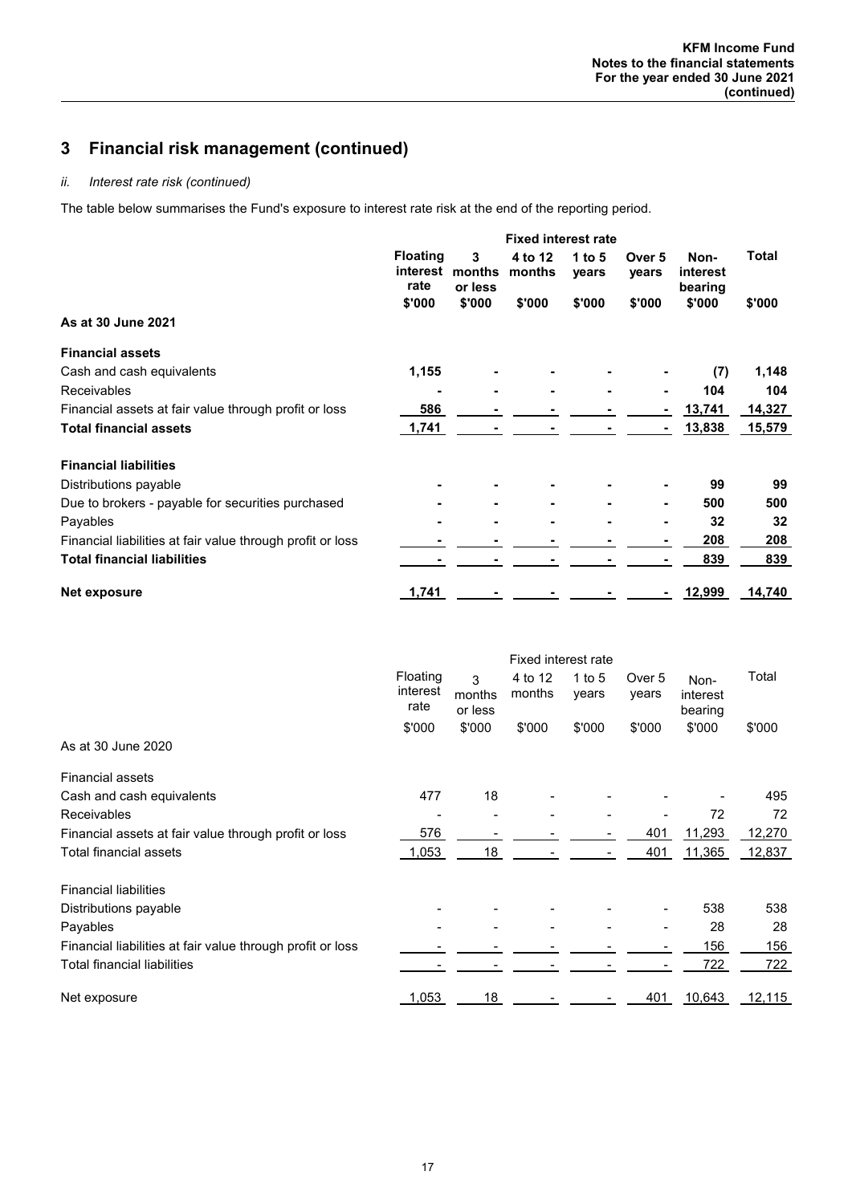# 3 Financial risk management (continued)

*ii. Interest rate risk (continued)*

The table below summarises the Fund's exposure to interest rate risk at the end of the reporting period.

| | Floating interest rate | Fixed interest rate | | | | Non-interest bearing | Total |
|---|---|---|---|---|---|---|---|
| | | 3 months or less | 4 to 12 months | 1 to 5 years | Over 5 years | | |
| | \$'000 | \$'000 | \$'000 | \$'000 | \$'000 | \$'000 | \$'000 |
| **As at 30 June 2021** | | | | | | | |
| **Financial assets** | | | | | | | |
| Cash and cash equivalents | 1,155 | - | - | - | - | (7) | 1,148 |
| Receivables | - | - | - | - | - | 104 | 104 |
| Financial assets at fair value through profit or loss | 586 | - | - | - | - | 13,741 | 14,327 |
| **Total financial assets** | 1,741 | - | - | - | - | 13,838 | 15,579 |
| **Financial liabilities** | | | | | | | |
| Distributions payable | - | - | - | - | - | 99 | 99 |
| Due to brokers - payable for securities purchased | - | - | - | - | - | 500 | 500 |
| Payables | - | - | - | - | - | 32 | 32 |
| Financial liabilities at fair value through profit or loss | - | - | - | - | - | 208 | 208 |
| **Total financial liabilities** | - | - | - | - | - | 839 | 839 |
| **Net exposure** | 1,741 | - | - | - | - | 12,999 | 14,740 |

| | Floating interest rate | Fixed interest rate | | | | Non-interest bearing | Total |
|---|---|---|---|---|---|---|---|
| | | 3 months or less | 4 to 12 months | 1 to 5 years | Over 5 years | | |
| | \$'000 | \$'000 | \$'000 | \$'000 | \$'000 | \$'000 | \$'000 |
| As at 30 June 2020 | | | | | | | |
| Financial assets | | | | | | | |
| Cash and cash equivalents | 477 | 18 | - | - | - | - | 495 |
| Receivables | - | - | - | - | - | 72 | 72 |
| Financial assets at fair value through profit or loss | 576 | - | - | - | 401 | 11,293 | 12,270 |
| Total financial assets | 1,053 | 18 | - | - | 401 | 11,365 | 12,837 |
| Financial liabilities | | | | | | | |
| Distributions payable | - | - | - | - | - | 538 | 538 |
| Payables | - | - | - | - | - | 28 | 28 |
| Financial liabilities at fair value through profit or loss | - | - | - | - | - | 156 | 156 |
| Total financial liabilities | - | - | - | - | - | 722 | 722 |
| Net exposure | 1,053 | 18 | - | - | 401 | 10,643 | 12,115 |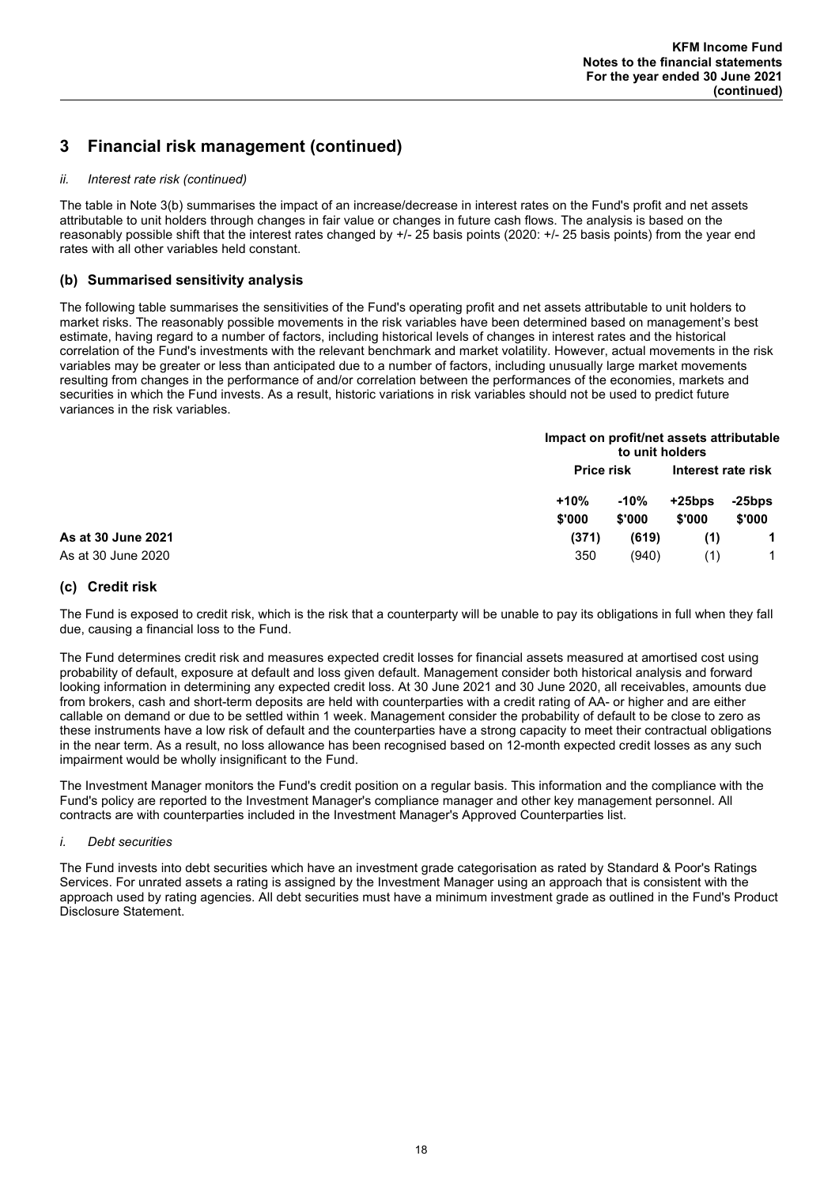# 3 Financial risk management (continued)

*ii. Interest rate risk (continued)*

The table in Note 3(b) summarises the impact of an increase/decrease in interest rates on the Fund's profit and net assets attributable to unit holders through changes in fair value or changes in future cash flows. The analysis is based on the reasonably possible shift that the interest rates changed by +/- 25 basis points (2020: +/- 25 basis points) from the year end rates with all other variables held constant.

## (b) Summarised sensitivity analysis

The following table summarises the sensitivities of the Fund's operating profit and net assets attributable to unit holders to market risks. The reasonably possible movements in the risk variables have been determined based on management's best estimate, having regard to a number of factors, including historical levels of changes in interest rates and the historical correlation of the Fund's investments with the relevant benchmark and market volatility. However, actual movements in the risk variables may be greater or less than anticipated due to a number of factors, including unusually large market movements resulting from changes in the performance of and/or correlation between the performances of the economies, markets and securities in which the Fund invests. As a result, historic variations in risk variables should not be used to predict future variances in the risk variables.

| | Impact on profit/net assets attributable to unit holders | | | |
|---|---|---|---|---|
| | Price risk | | Interest rate risk | |
| | +10% | -10% | +25bps | -25bps |
| | $'000 | $'000 | $'000 | $'000 |
| **As at 30 June 2021** | **(371)** | **(619)** | **(1)** | **1** |
| As at 30 June 2020 | 350 | (940) | (1) | 1 |

## (c) Credit risk

The Fund is exposed to credit risk, which is the risk that a counterparty will be unable to pay its obligations in full when they fall due, causing a financial loss to the Fund.

The Fund determines credit risk and measures expected credit losses for financial assets measured at amortised cost using probability of default, exposure at default and loss given default. Management consider both historical analysis and forward looking information in determining any expected credit loss. At 30 June 2021 and 30 June 2020, all receivables, amounts due from brokers, cash and short-term deposits are held with counterparties with a credit rating of AA- or higher and are either callable on demand or due to be settled within 1 week. Management consider the probability of default to be close to zero as these instruments have a low risk of default and the counterparties have a strong capacity to meet their contractual obligations in the near term. As a result, no loss allowance has been recognised based on 12-month expected credit losses as any such impairment would be wholly insignificant to the Fund.

The Investment Manager monitors the Fund's credit position on a regular basis. This information and the compliance with the Fund's policy are reported to the Investment Manager's compliance manager and other key management personnel. All contracts are with counterparties included in the Investment Manager's Approved Counterparties list.

*i. Debt securities*

The Fund invests into debt securities which have an investment grade categorisation as rated by Standard & Poor's Ratings Services. For unrated assets a rating is assigned by the Investment Manager using an approach that is consistent with the approach used by rating agencies. All debt securities must have a minimum investment grade as outlined in the Fund's Product Disclosure Statement.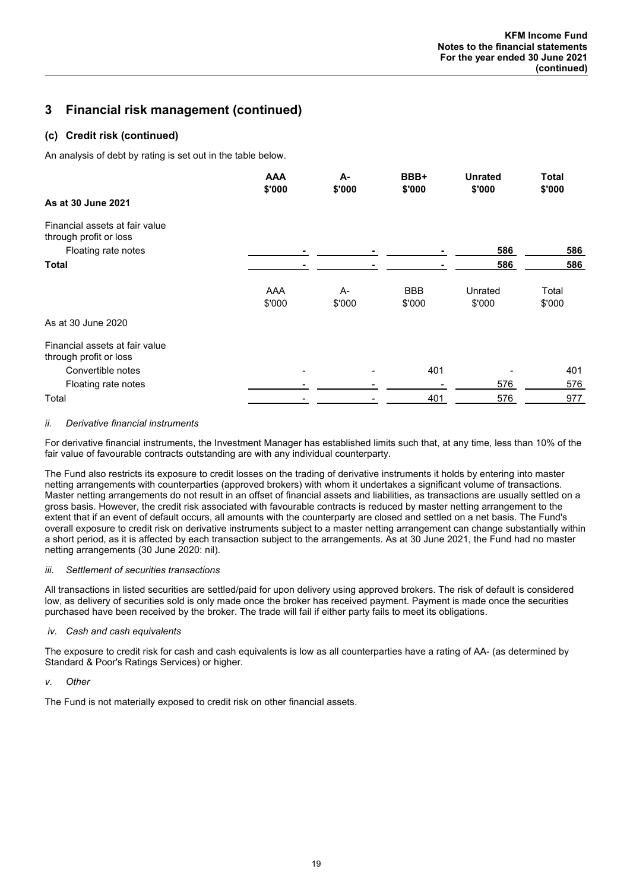## 3 Financial risk management (continued)

### (c) Credit risk (continued)

An analysis of debt by rating is set out in the table below.

| | AAA $'000 | A- $'000 | BBB+ $'000 | Unrated $'000 | Total $'000 |
|---|---|---|---|---|---|
| **As at 30 June 2021** | | | | | |
| Financial assets at fair value through profit or loss | | | | | |
| Floating rate notes | - | - | - | 586 | 586 |
| **Total** | - | - | - | 586 | 586 |

| | AAA $'000 | A- $'000 | BBB $'000 | Unrated $'000 | Total $'000 |
|---|---|---|---|---|---|
| As at 30 June 2020 | | | | | |
| Financial assets at fair value through profit or loss | | | | | |
| Convertible notes | - | - | 401 | - | 401 |
| Floating rate notes | - | - | - | 576 | 576 |
| Total | - | - | 401 | 576 | 977 |

*ii. Derivative financial instruments*

For derivative financial instruments, the Investment Manager has established limits such that, at any time, less than 10% of the fair value of favourable contracts outstanding are with any individual counterparty.

The Fund also restricts its exposure to credit losses on the trading of derivative instruments it holds by entering into master netting arrangements with counterparties (approved brokers) with whom it undertakes a significant volume of transactions. Master netting arrangements do not result in an offset of financial assets and liabilities, as transactions are usually settled on a gross basis. However, the credit risk associated with favourable contracts is reduced by master netting arrangement to the extent that if an event of default occurs, all amounts with the counterparty are closed and settled on a net basis. The Fund's overall exposure to credit risk on derivative instruments subject to a master netting arrangement can change substantially within a short period, as it is affected by each transaction subject to the arrangements. As at 30 June 2021, the Fund had no master netting arrangements (30 June 2020: nil).

*iii. Settlement of securities transactions*

All transactions in listed securities are settled/paid for upon delivery using approved brokers. The risk of default is considered low, as delivery of securities sold is only made once the broker has received payment. Payment is made once the securities purchased have been received by the broker. The trade will fail if either party fails to meet its obligations.

*iv. Cash and cash equivalents*

The exposure to credit risk for cash and cash equivalents is low as all counterparties have a rating of AA- (as determined by Standard & Poor's Ratings Services) or higher.

*v. Other*

The Fund is not materially exposed to credit risk on other financial assets.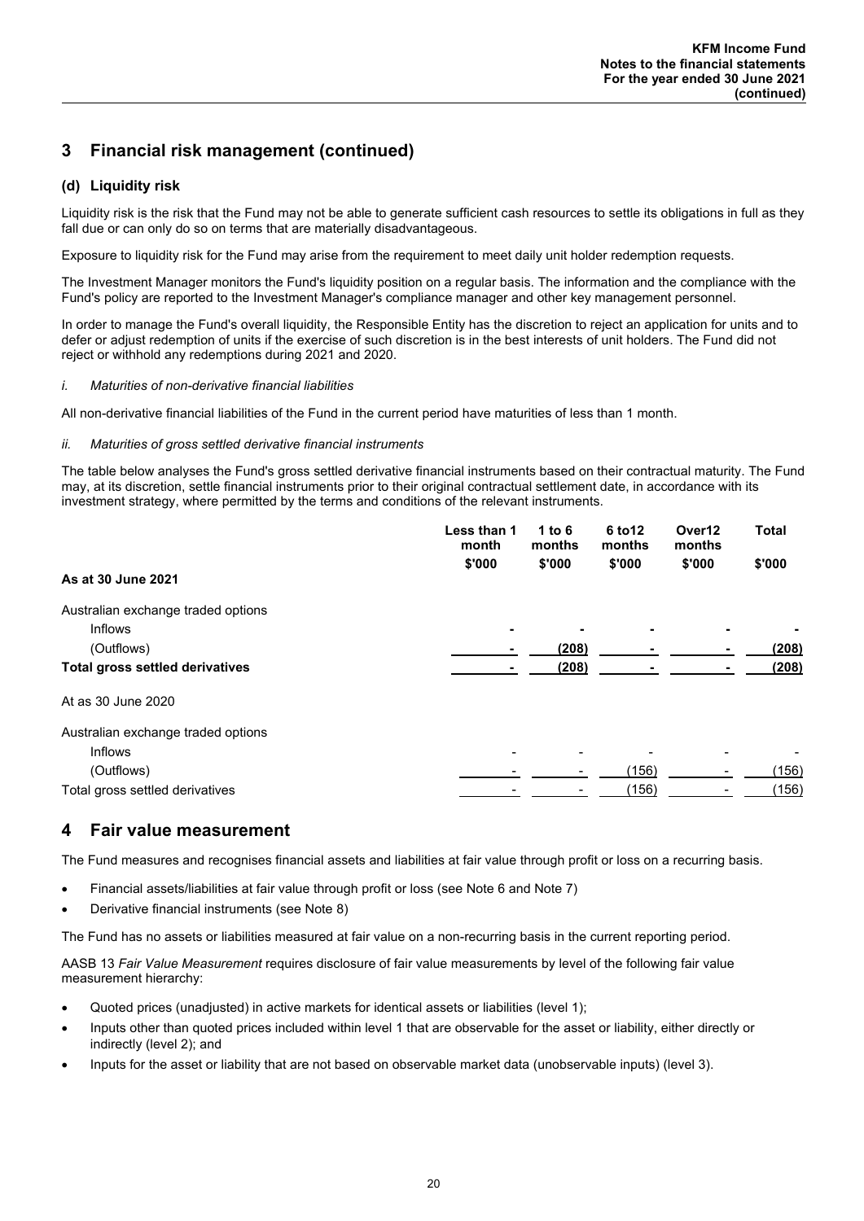## 3 Financial risk management (continued)

### (d) Liquidity risk

Liquidity risk is the risk that the Fund may not be able to generate sufficient cash resources to settle its obligations in full as they fall due or can only do so on terms that are materially disadvantageous.

Exposure to liquidity risk for the Fund may arise from the requirement to meet daily unit holder redemption requests.

The Investment Manager monitors the Fund's liquidity position on a regular basis. The information and the compliance with the Fund's policy are reported to the Investment Manager's compliance manager and other key management personnel.

In order to manage the Fund's overall liquidity, the Responsible Entity has the discretion to reject an application for units and to defer or adjust redemption of units if the exercise of such discretion is in the best interests of unit holders. The Fund did not reject or withhold any redemptions during 2021 and 2020.

*i. Maturities of non-derivative financial liabilities*

All non-derivative financial liabilities of the Fund in the current period have maturities of less than 1 month.

*ii. Maturities of gross settled derivative financial instruments*

The table below analyses the Fund's gross settled derivative financial instruments based on their contractual maturity. The Fund may, at its discretion, settle financial instruments prior to their original contractual settlement date, in accordance with its investment strategy, where permitted by the terms and conditions of the relevant instruments.

| | Less than 1 month | 1 to 6 months | 6 to12 months | Over12 months | Total |
|---|---|---|---|---|---|
| | $'000 | $'000 | $'000 | $'000 | $'000 |
| **As at 30 June 2021** | | | | | |
| Australian exchange traded options | | | | | |
| Inflows | - | - | - | - | - |
| (Outflows) | - | (208) | - | - | (208) |
| **Total gross settled derivatives** | - | (208) | - | - | (208) |
| At as 30 June 2020 | | | | | |
| Australian exchange traded options | | | | | |
| Inflows | - | - | - | - | - |
| (Outflows) | - | - | (156) | - | (156) |
| Total gross settled derivatives | - | - | (156) | - | (156) |

## 4 Fair value measurement

The Fund measures and recognises financial assets and liabilities at fair value through profit or loss on a recurring basis.

- Financial assets/liabilities at fair value through profit or loss (see Note 6 and Note 7)
- Derivative financial instruments (see Note 8)

The Fund has no assets or liabilities measured at fair value on a non-recurring basis in the current reporting period.

AASB 13 *Fair Value Measurement* requires disclosure of fair value measurements by level of the following fair value measurement hierarchy:

- Quoted prices (unadjusted) in active markets for identical assets or liabilities (level 1);
- Inputs other than quoted prices included within level 1 that are observable for the asset or liability, either directly or indirectly (level 2); and
- Inputs for the asset or liability that are not based on observable market data (unobservable inputs) (level 3).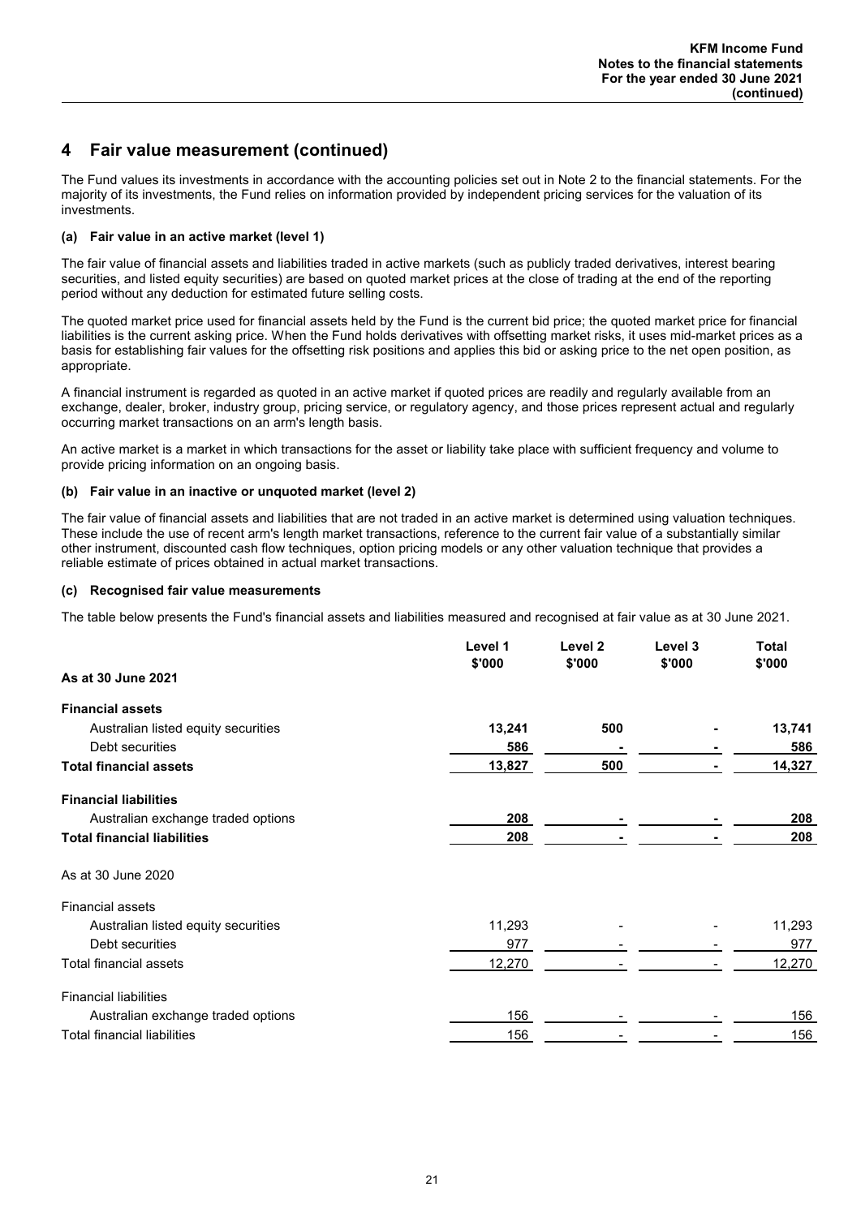## 4 Fair value measurement (continued)

The Fund values its investments in accordance with the accounting policies set out in Note 2 to the financial statements. For the majority of its investments, the Fund relies on information provided by independent pricing services for the valuation of its investments.

### (a) Fair value in an active market (level 1)

The fair value of financial assets and liabilities traded in active markets (such as publicly traded derivatives, interest bearing securities, and listed equity securities) are based on quoted market prices at the close of trading at the end of the reporting period without any deduction for estimated future selling costs.

The quoted market price used for financial assets held by the Fund is the current bid price; the quoted market price for financial liabilities is the current asking price. When the Fund holds derivatives with offsetting market risks, it uses mid-market prices as a basis for establishing fair values for the offsetting risk positions and applies this bid or asking price to the net open position, as appropriate.

A financial instrument is regarded as quoted in an active market if quoted prices are readily and regularly available from an exchange, dealer, broker, industry group, pricing service, or regulatory agency, and those prices represent actual and regularly occurring market transactions on an arm's length basis.

An active market is a market in which transactions for the asset or liability take place with sufficient frequency and volume to provide pricing information on an ongoing basis.

### (b) Fair value in an inactive or unquoted market (level 2)

The fair value of financial assets and liabilities that are not traded in an active market is determined using valuation techniques. These include the use of recent arm's length market transactions, reference to the current fair value of a substantially similar other instrument, discounted cash flow techniques, option pricing models or any other valuation technique that provides a reliable estimate of prices obtained in actual market transactions.

### (c) Recognised fair value measurements

The table below presents the Fund's financial assets and liabilities measured and recognised at fair value as at 30 June 2021.

| | Level 1 $'000 | Level 2 $'000 | Level 3 $'000 | Total $'000 |
|---|---|---|---|---|
| **As at 30 June 2021** | | | | |
| **Financial assets** | | | | |
| Australian listed equity securities | **13,241** | **500** | **-** | **13,741** |
| Debt securities | **586** | **-** | **-** | **586** |
| **Total financial assets** | **13,827** | **500** | **-** | **14,327** |
| **Financial liabilities** | | | | |
| Australian exchange traded options | **208** | **-** | **-** | **208** |
| **Total financial liabilities** | **208** | **-** | **-** | **208** |
| As at 30 June 2020 | | | | |
| Financial assets | | | | |
| Australian listed equity securities | 11,293 | - | - | 11,293 |
| Debt securities | 977 | - | - | 977 |
| Total financial assets | 12,270 | - | - | 12,270 |
| Financial liabilities | | | | |
| Australian exchange traded options | 156 | - | - | 156 |
| Total financial liabilities | 156 | - | - | 156 |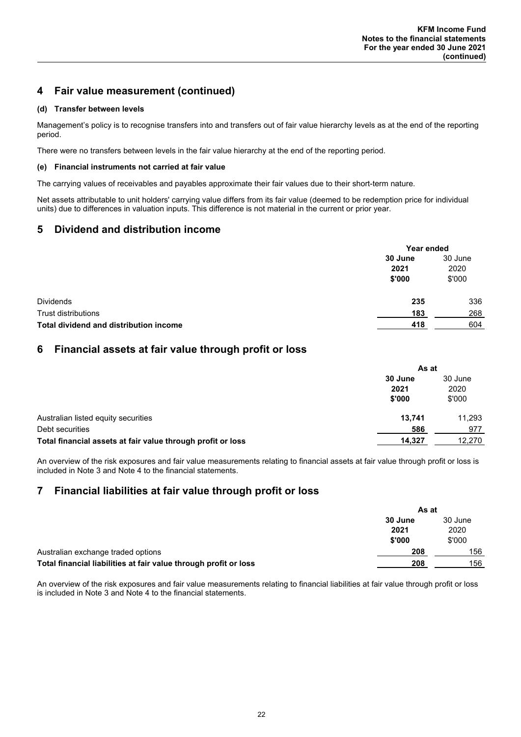## 4 Fair value measurement (continued)

### (d) Transfer between levels

Management's policy is to recognise transfers into and transfers out of fair value hierarchy levels as at the end of the reporting period.

There were no transfers between levels in the fair value hierarchy at the end of the reporting period.

### (e) Financial instruments not carried at fair value

The carrying values of receivables and payables approximate their fair values due to their short-term nature.

Net assets attributable to unit holders' carrying value differs from its fair value (deemed to be redemption price for individual units) due to differences in valuation inputs. This difference is not material in the current or prior year.

## 5 Dividend and distribution income

| | Year ended | |
|---|---|---|
| | **30 June 2021 $'000** | 30 June 2020 $'000 |
| Dividends | **235** | 336 |
| Trust distributions | **183** | 268 |
| **Total dividend and distribution income** | **418** | 604 |

## 6 Financial assets at fair value through profit or loss

| | As at | |
|---|---|---|
| | **30 June 2021 $'000** | 30 June 2020 $'000 |
| Australian listed equity securities | **13,741** | 11,293 |
| Debt securities | **586** | 977 |
| **Total financial assets at fair value through profit or loss** | **14,327** | 12,270 |

An overview of the risk exposures and fair value measurements relating to financial assets at fair value through profit or loss is included in Note 3 and Note 4 to the financial statements.

## 7 Financial liabilities at fair value through profit or loss

| | As at | |
|---|---|---|
| | **30 June 2021 $'000** | 30 June 2020 $'000 |
| Australian exchange traded options | **208** | 156 |
| **Total financial liabilities at fair value through profit or loss** | **208** | 156 |

An overview of the risk exposures and fair value measurements relating to financial liabilities at fair value through profit or loss is included in Note 3 and Note 4 to the financial statements.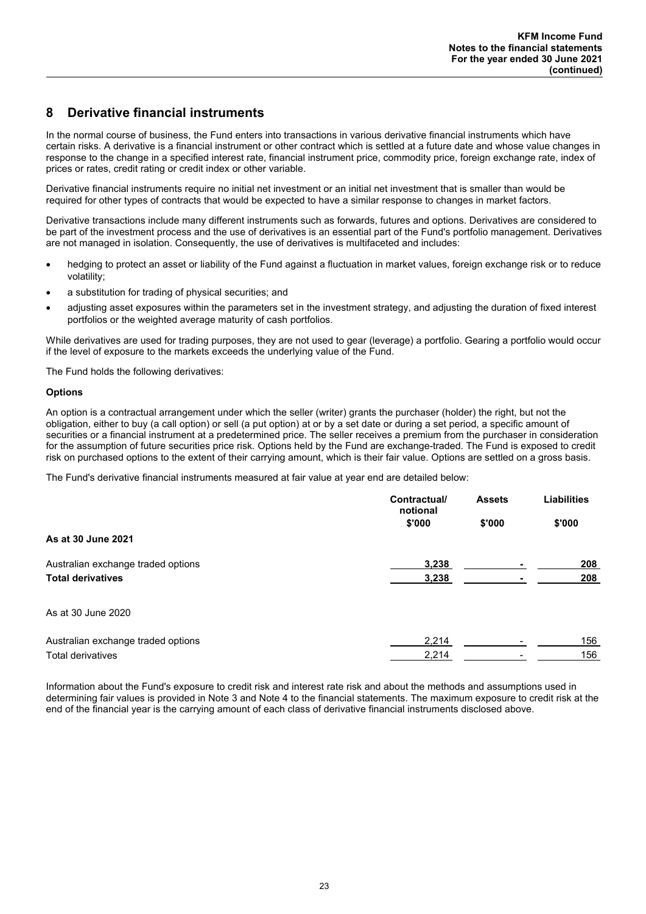## 8 Derivative financial instruments

In the normal course of business, the Fund enters into transactions in various derivative financial instruments which have certain risks. A derivative is a financial instrument or other contract which is settled at a future date and whose value changes in response to the change in a specified interest rate, financial instrument price, commodity price, foreign exchange rate, index of prices or rates, credit rating or credit index or other variable.

Derivative financial instruments require no initial net investment or an initial net investment that is smaller than would be required for other types of contracts that would be expected to have a similar response to changes in market factors.

Derivative transactions include many different instruments such as forwards, futures and options. Derivatives are considered to be part of the investment process and the use of derivatives is an essential part of the Fund's portfolio management. Derivatives are not managed in isolation. Consequently, the use of derivatives is multifaceted and includes:

- hedging to protect an asset or liability of the Fund against a fluctuation in market values, foreign exchange risk or to reduce volatility;
- a substitution for trading of physical securities; and
- adjusting asset exposures within the parameters set in the investment strategy, and adjusting the duration of fixed interest portfolios or the weighted average maturity of cash portfolios.

While derivatives are used for trading purposes, they are not used to gear (leverage) a portfolio. Gearing a portfolio would occur if the level of exposure to the markets exceeds the underlying value of the Fund.

The Fund holds the following derivatives:

**Options**

An option is a contractual arrangement under which the seller (writer) grants the purchaser (holder) the right, but not the obligation, either to buy (a call option) or sell (a put option) at or by a set date or during a set period, a specific amount of securities or a financial instrument at a predetermined price. The seller receives a premium from the purchaser in consideration for the assumption of future securities price risk. Options held by the Fund are exchange-traded. The Fund is exposed to credit risk on purchased options to the extent of their carrying amount, which is their fair value. Options are settled on a gross basis.

The Fund's derivative financial instruments measured at fair value at year end are detailed below:

| | Contractual/ notional | Assets | Liabilities |
|---|---|---|---|
| | $'000 | $'000 | $'000 |
| **As at 30 June 2021** | | | |
| Australian exchange traded options | **3,238** | **-** | **208** |
| **Total derivatives** | **3,238** | **-** | **208** |
| As at 30 June 2020 | | | |
| Australian exchange traded options | 2,214 | - | 156 |
| Total derivatives | 2,214 | - | 156 |

Information about the Fund's exposure to credit risk and interest rate risk and about the methods and assumptions used in determining fair values is provided in Note 3 and Note 4 to the financial statements. The maximum exposure to credit risk at the end of the financial year is the carrying amount of each class of derivative financial instruments disclosed above.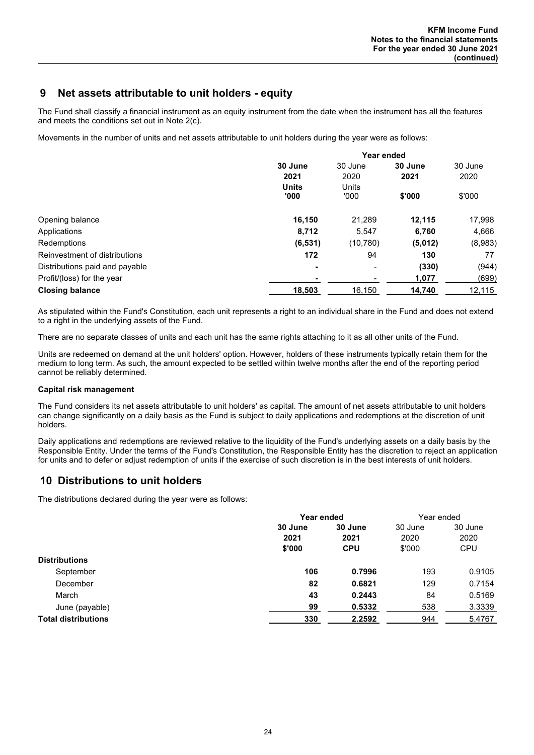## 9 Net assets attributable to unit holders - equity

The Fund shall classify a financial instrument as an equity instrument from the date when the instrument has all the features and meets the conditions set out in Note 2(c).

Movements in the number of units and net assets attributable to unit holders during the year were as follows:

| | Year ended | | | |
|---|---|---|---|---|
| | **30 June 2021 Units '000** | 30 June 2020 Units '000 | **30 June 2021 $'000** | 30 June 2020 $'000 |
| Opening balance | **16,150** | 21,289 | **12,115** | 17,998 |
| Applications | **8,712** | 5,547 | **6,760** | 4,666 |
| Redemptions | **(6,531)** | (10,780) | **(5,012)** | (8,983) |
| Reinvestment of distributions | **172** | 94 | **130** | 77 |
| Distributions paid and payable | **-** | - | **(330)** | (944) |
| Profit/(loss) for the year | **-** | - | **1,077** | (699) |
| **Closing balance** | **18,503** | 16,150 | **14,740** | 12,115 |

As stipulated within the Fund's Constitution, each unit represents a right to an individual share in the Fund and does not extend to a right in the underlying assets of the Fund.

There are no separate classes of units and each unit has the same rights attaching to it as all other units of the Fund.

Units are redeemed on demand at the unit holders' option. However, holders of these instruments typically retain them for the medium to long term. As such, the amount expected to be settled within twelve months after the end of the reporting period cannot be reliably determined.

**Capital risk management**

The Fund considers its net assets attributable to unit holders' as capital. The amount of net assets attributable to unit holders can change significantly on a daily basis as the Fund is subject to daily applications and redemptions at the discretion of unit holders.

Daily applications and redemptions are reviewed relative to the liquidity of the Fund's underlying assets on a daily basis by the Responsible Entity. Under the terms of the Fund's Constitution, the Responsible Entity has the discretion to reject an application for units and to defer or adjust redemption of units if the exercise of such discretion is in the best interests of unit holders.

## 10 Distributions to unit holders

The distributions declared during the year were as follows:

| | Year ended | | Year ended | |
|---|---|---|---|---|
| | **30 June 2021 $'000** | **30 June 2021 CPU** | 30 June 2020 $'000 | 30 June 2020 CPU |
| **Distributions** | | | | |
| September | **106** | **0.7996** | 193 | 0.9105 |
| December | **82** | **0.6821** | 129 | 0.7154 |
| March | **43** | **0.2443** | 84 | 0.5169 |
| June (payable) | **99** | **0.5332** | 538 | 3.3339 |
| **Total distributions** | **330** | **2.2592** | 944 | 5.4767 |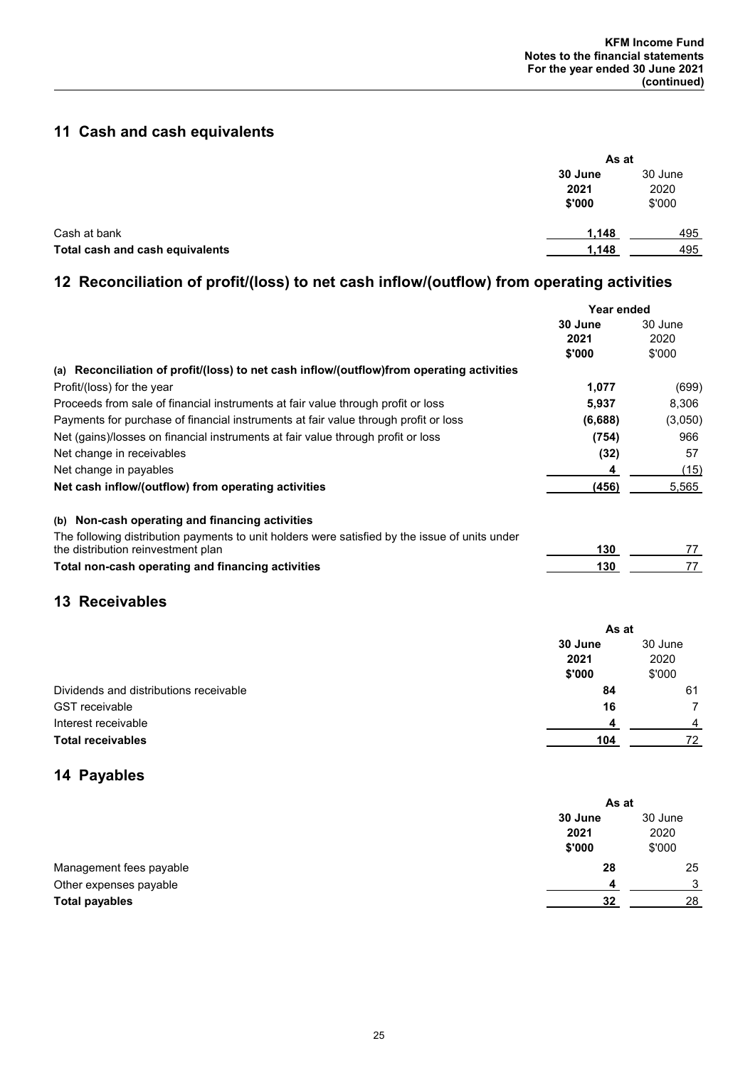## 11 Cash and cash equivalents

| | As at | |
|---|---|---|
| | **30 June 2021 $'000** | 30 June 2020 $'000 |
| Cash at bank | **1,148** | 495 |
| **Total cash and cash equivalents** | **1,148** | 495 |

## 12 Reconciliation of profit/(loss) to net cash inflow/(outflow) from operating activities

| | Year ended | |
|---|---|---|
| | **30 June 2021 $'000** | 30 June 2020 $'000 |
| **(a) Reconciliation of profit/(loss) to net cash inflow/(outflow)from operating activities** | | |
| Profit/(loss) for the year | **1,077** | (699) |
| Proceeds from sale of financial instruments at fair value through profit or loss | **5,937** | 8,306 |
| Payments for purchase of financial instruments at fair value through profit or loss | **(6,688)** | (3,050) |
| Net (gains)/losses on financial instruments at fair value through profit or loss | **(754)** | 966 |
| Net change in receivables | **(32)** | 57 |
| Net change in payables | **4** | (15) |
| **Net cash inflow/(outflow) from operating activities** | **(456)** | 5,565 |
| | | |
| **(b) Non-cash operating and financing activities** | | |
| The following distribution payments to unit holders were satisfied by the issue of units under the distribution reinvestment plan | **130** | 77 |
| **Total non-cash operating and financing activities** | **130** | 77 |

## 13 Receivables

| | As at | |
|---|---|---|
| | **30 June 2021 $'000** | 30 June 2020 $'000 |
| Dividends and distributions receivable | **84** | 61 |
| GST receivable | **16** | 7 |
| Interest receivable | **4** | 4 |
| **Total receivables** | **104** | 72 |

## 14 Payables

| | As at | |
|---|---|---|
| | **30 June 2021 $'000** | 30 June 2020 $'000 |
| Management fees payable | **28** | 25 |
| Other expenses payable | **4** | 3 |
| **Total payables** | **32** | 28 |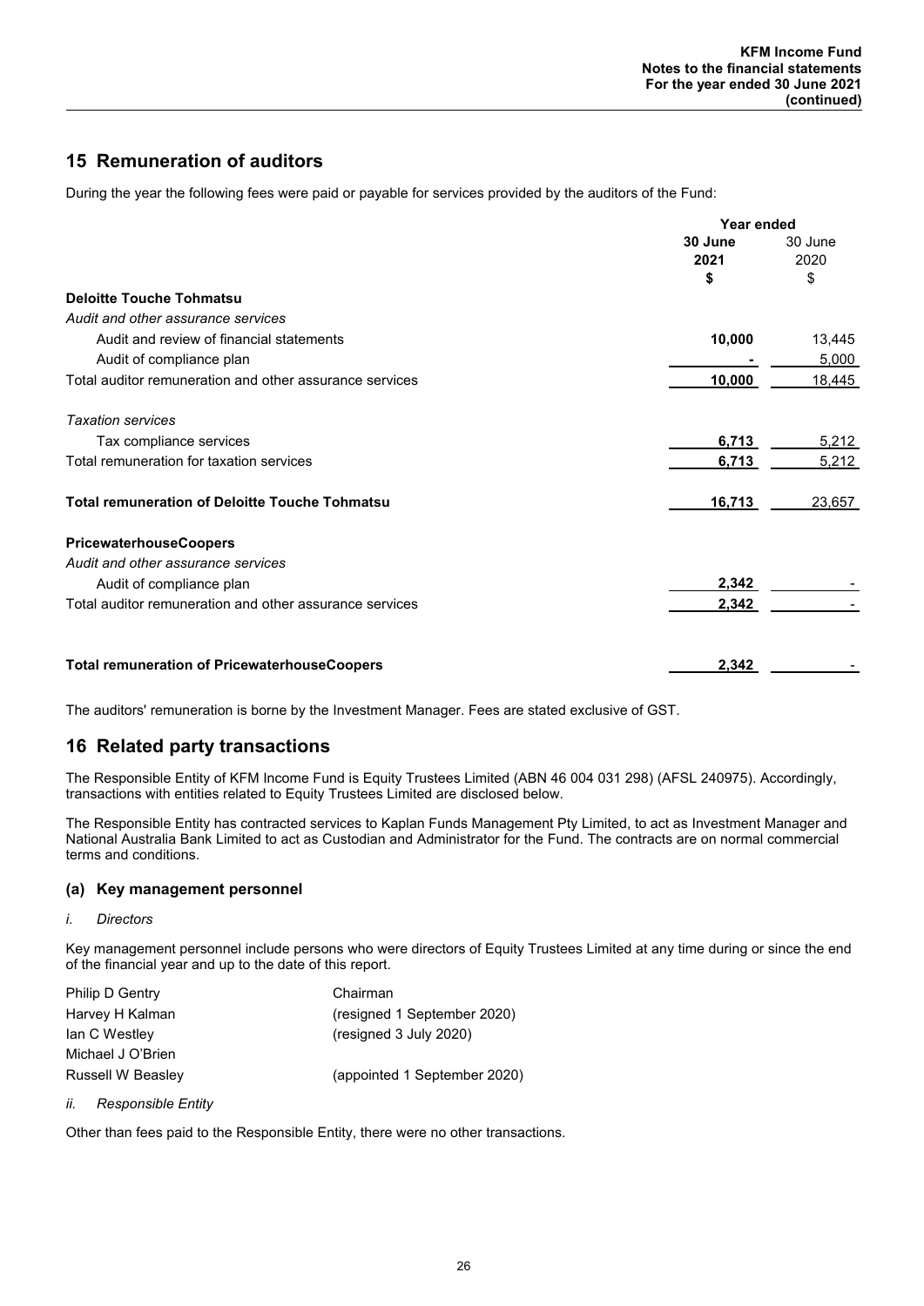## 15 Remuneration of auditors

During the year the following fees were paid or payable for services provided by the auditors of the Fund:

| | Year ended | |
|---|---|---|
| | **30 June 2021** | 30 June 2020 |
| | **\$** | \$ |
| **Deloitte Touche Tohmatsu** | | |
| *Audit and other assurance services* | | |
| Audit and review of financial statements | **10,000** | 13,445 |
| Audit of compliance plan | **-** | 5,000 |
| Total auditor remuneration and other assurance services | **10,000** | 18,445 |
| *Taxation services* | | |
| Tax compliance services | **6,713** | 5,212 |
| Total remuneration for taxation services | **6,713** | 5,212 |
| **Total remuneration of Deloitte Touche Tohmatsu** | **16,713** | 23,657 |
| **PricewaterhouseCoopers** | | |
| *Audit and other assurance services* | | |
| Audit of compliance plan | **2,342** | - |
| Total auditor remuneration and other assurance services | **2,342** | - |
| **Total remuneration of PricewaterhouseCoopers** | **2,342** | - |

The auditors' remuneration is borne by the Investment Manager. Fees are stated exclusive of GST.

## 16 Related party transactions

The Responsible Entity of KFM Income Fund is Equity Trustees Limited (ABN 46 004 031 298) (AFSL 240975). Accordingly, transactions with entities related to Equity Trustees Limited are disclosed below.

The Responsible Entity has contracted services to Kaplan Funds Management Pty Limited, to act as Investment Manager and National Australia Bank Limited to act as Custodian and Administrator for the Fund. The contracts are on normal commercial terms and conditions.

### (a) Key management personnel

*i. Directors*

Key management personnel include persons who were directors of Equity Trustees Limited at any time during or since the end of the financial year and up to the date of this report.

| | |
|---|---|
| Philip D Gentry | Chairman |
| Harvey H Kalman | (resigned 1 September 2020) |
| Ian C Westley | (resigned 3 July 2020) |
| Michael J O'Brien | |
| Russell W Beasley | (appointed 1 September 2020) |

*ii. Responsible Entity*

Other than fees paid to the Responsible Entity, there were no other transactions.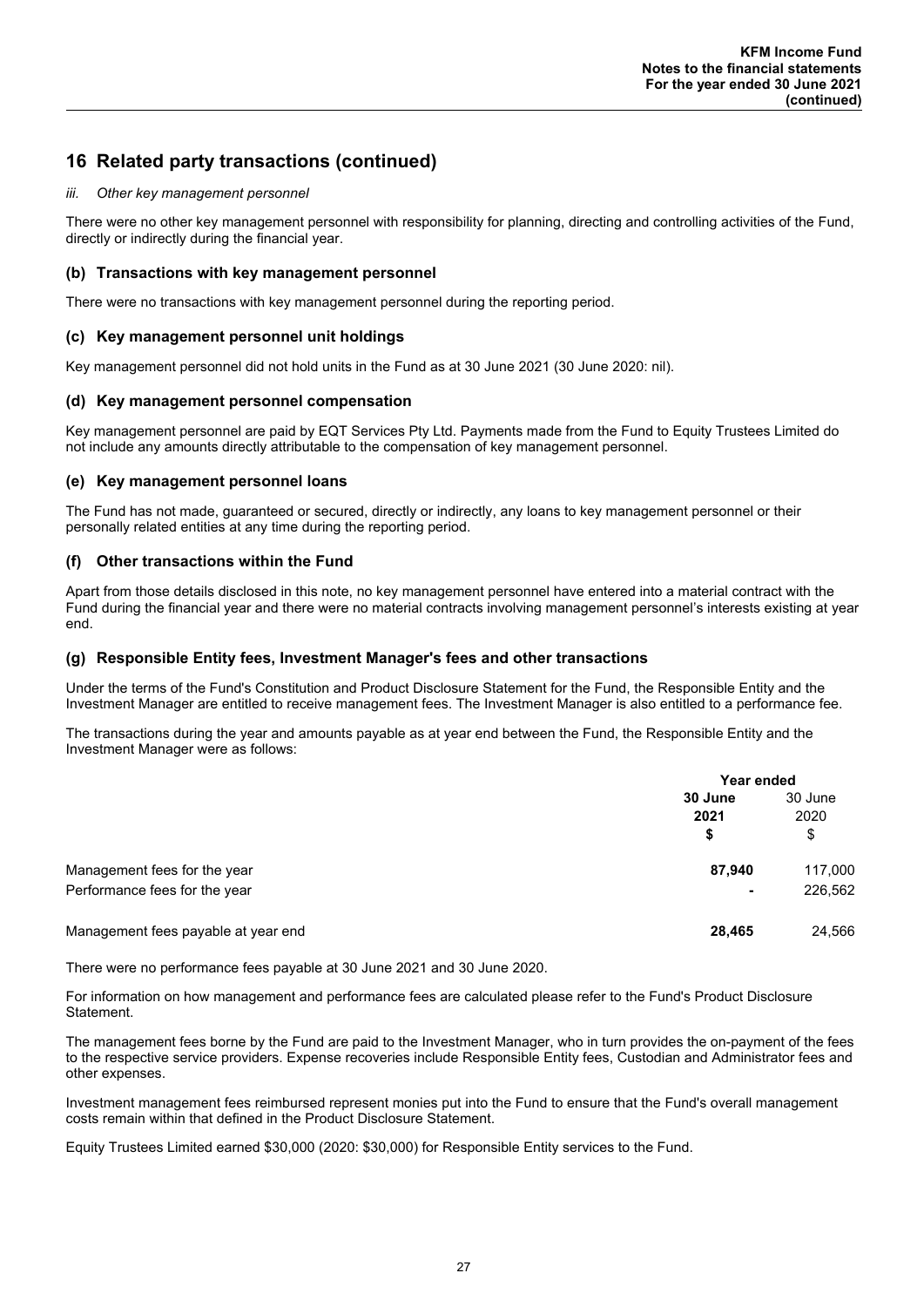## 16 Related party transactions (continued)

*iii. Other key management personnel*

There were no other key management personnel with responsibility for planning, directing and controlling activities of the Fund, directly or indirectly during the financial year.

### (b) Transactions with key management personnel

There were no transactions with key management personnel during the reporting period.

### (c) Key management personnel unit holdings

Key management personnel did not hold units in the Fund as at 30 June 2021 (30 June 2020: nil).

### (d) Key management personnel compensation

Key management personnel are paid by EQT Services Pty Ltd. Payments made from the Fund to Equity Trustees Limited do not include any amounts directly attributable to the compensation of key management personnel.

### (e) Key management personnel loans

The Fund has not made, guaranteed or secured, directly or indirectly, any loans to key management personnel or their personally related entities at any time during the reporting period.

### (f) Other transactions within the Fund

Apart from those details disclosed in this note, no key management personnel have entered into a material contract with the Fund during the financial year and there were no material contracts involving management personnel's interests existing at year end.

### (g) Responsible Entity fees, Investment Manager's fees and other transactions

Under the terms of the Fund's Constitution and Product Disclosure Statement for the Fund, the Responsible Entity and the Investment Manager are entitled to receive management fees. The Investment Manager is also entitled to a performance fee.

The transactions during the year and amounts payable as at year end between the Fund, the Responsible Entity and the Investment Manager were as follows:

| | Year ended | |
|---|---|---|
| | **30 June 2021 $** | 30 June 2020 $ |
| Management fees for the year | **87,940** | 117,000 |
| Performance fees for the year | **-** | 226,562 |
| Management fees payable at year end | **28,465** | 24,566 |

There were no performance fees payable at 30 June 2021 and 30 June 2020.

For information on how management and performance fees are calculated please refer to the Fund's Product Disclosure Statement.

The management fees borne by the Fund are paid to the Investment Manager, who in turn provides the on-payment of the fees to the respective service providers. Expense recoveries include Responsible Entity fees, Custodian and Administrator fees and other expenses.

Investment management fees reimbursed represent monies put into the Fund to ensure that the Fund's overall management costs remain within that defined in the Product Disclosure Statement.

Equity Trustees Limited earned $30,000 (2020: $30,000) for Responsible Entity services to the Fund.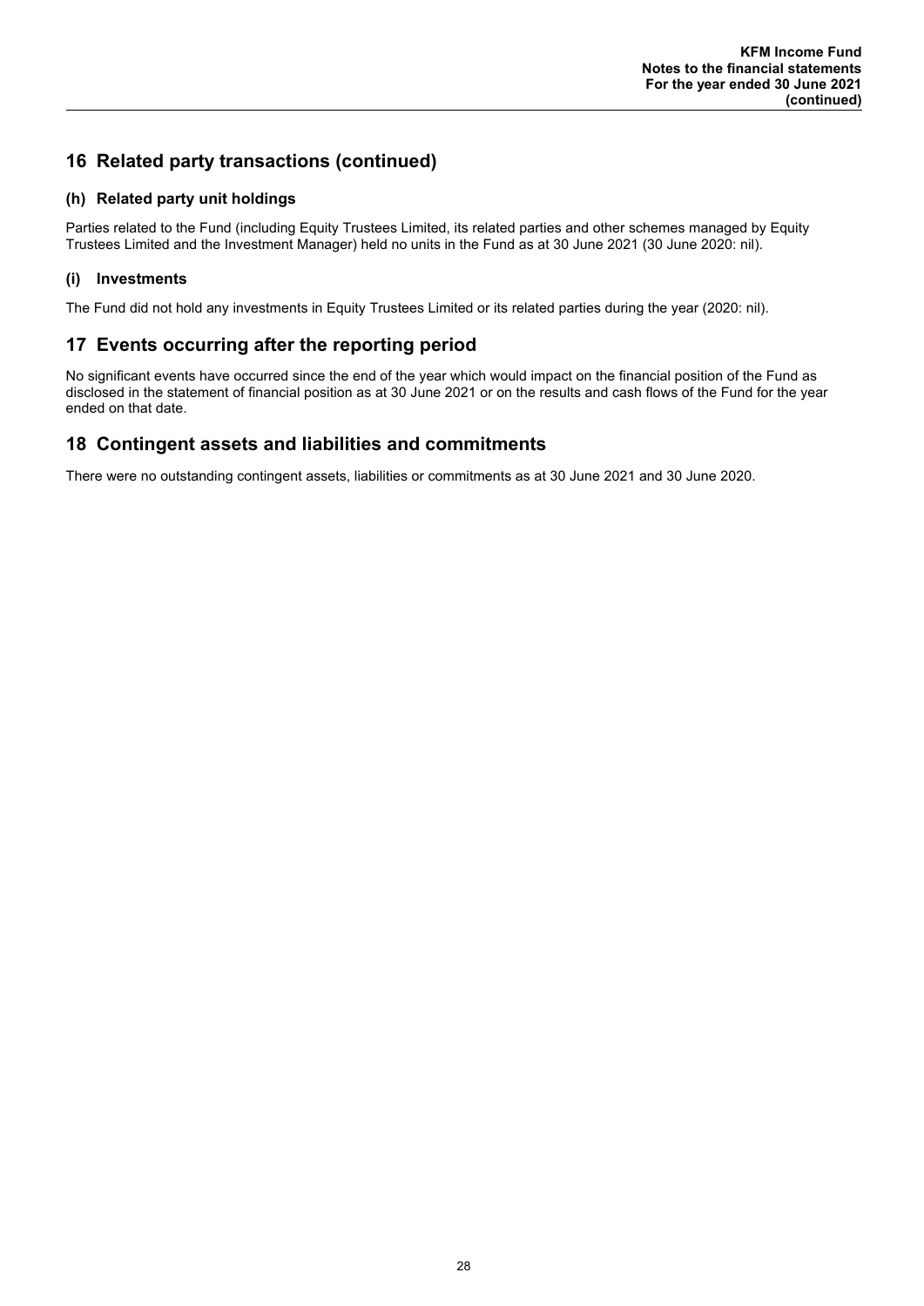## 16 Related party transactions (continued)

### (h) Related party unit holdings

Parties related to the Fund (including Equity Trustees Limited, its related parties and other schemes managed by Equity Trustees Limited and the Investment Manager) held no units in the Fund as at 30 June 2021 (30 June 2020: nil).

### (i) Investments

The Fund did not hold any investments in Equity Trustees Limited or its related parties during the year (2020: nil).

## 17 Events occurring after the reporting period

No significant events have occurred since the end of the year which would impact on the financial position of the Fund as disclosed in the statement of financial position as at 30 June 2021 or on the results and cash flows of the Fund for the year ended on that date.

## 18 Contingent assets and liabilities and commitments

There were no outstanding contingent assets, liabilities or commitments as at 30 June 2021 and 30 June 2020.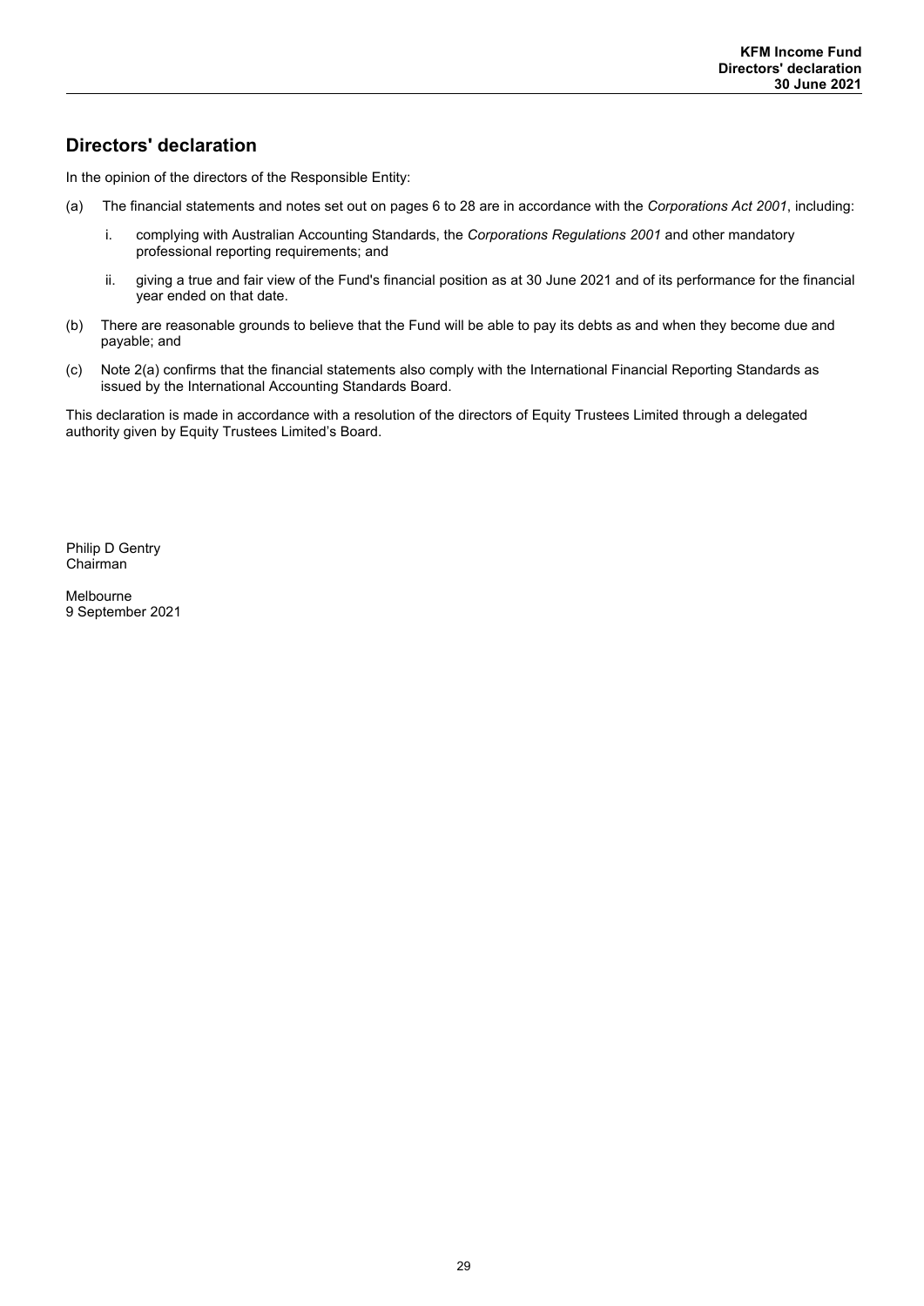## Directors' declaration

In the opinion of the directors of the Responsible Entity:

(a) The financial statements and notes set out on pages 6 to 28 are in accordance with the *Corporations Act 2001*, including:

   i. complying with Australian Accounting Standards, the *Corporations Regulations 2001* and other mandatory professional reporting requirements; and

   ii. giving a true and fair view of the Fund's financial position as at 30 June 2021 and of its performance for the financial year ended on that date.

(b) There are reasonable grounds to believe that the Fund will be able to pay its debts as and when they become due and payable; and

(c) Note 2(a) confirms that the financial statements also comply with the International Financial Reporting Standards as issued by the International Accounting Standards Board.

This declaration is made in accordance with a resolution of the directors of Equity Trustees Limited through a delegated authority given by Equity Trustees Limited's Board.

Philip D Gentry
Chairman

Melbourne
9 September 2021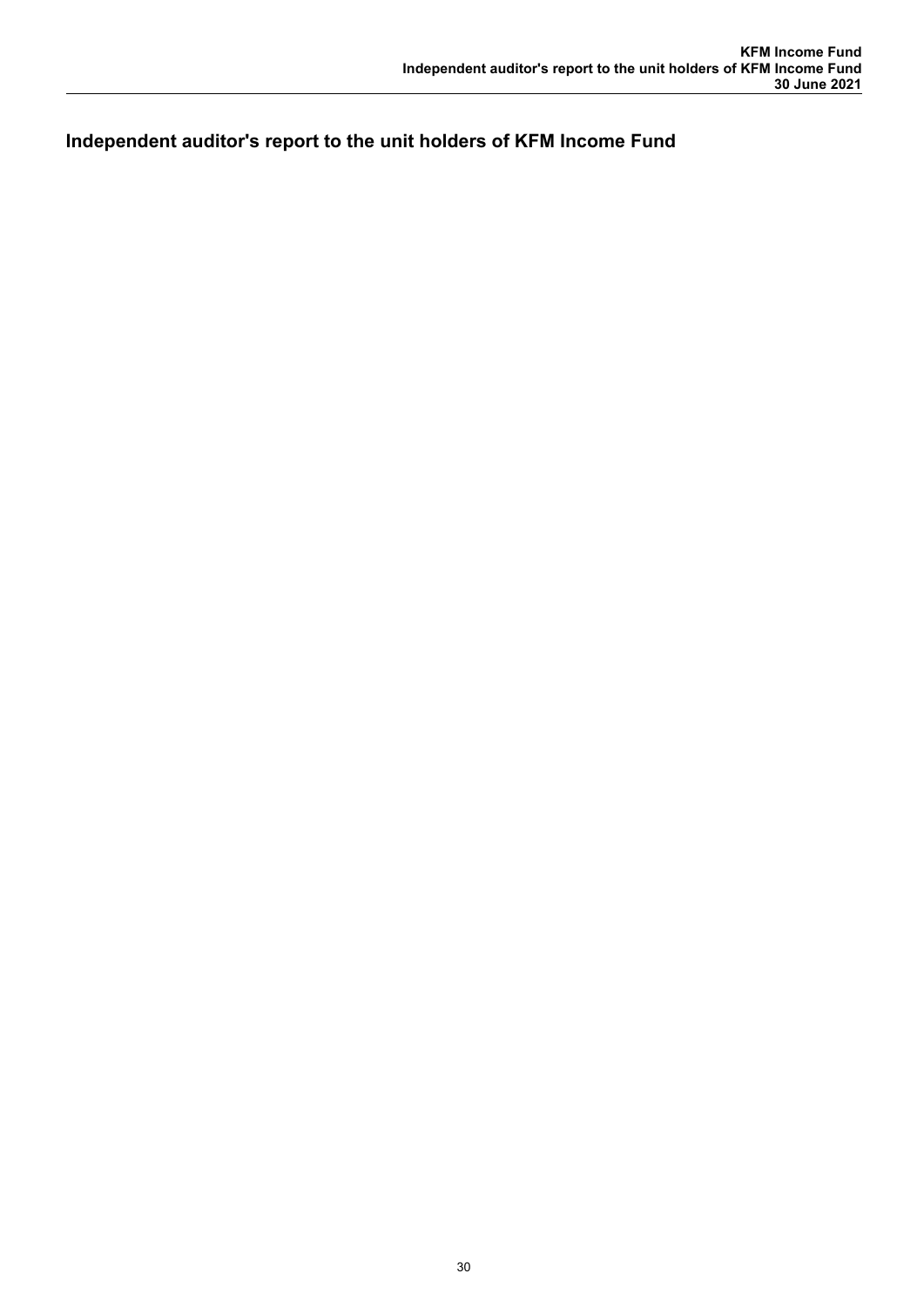# Independent auditor's report to the unit holders of KFM Income Fund